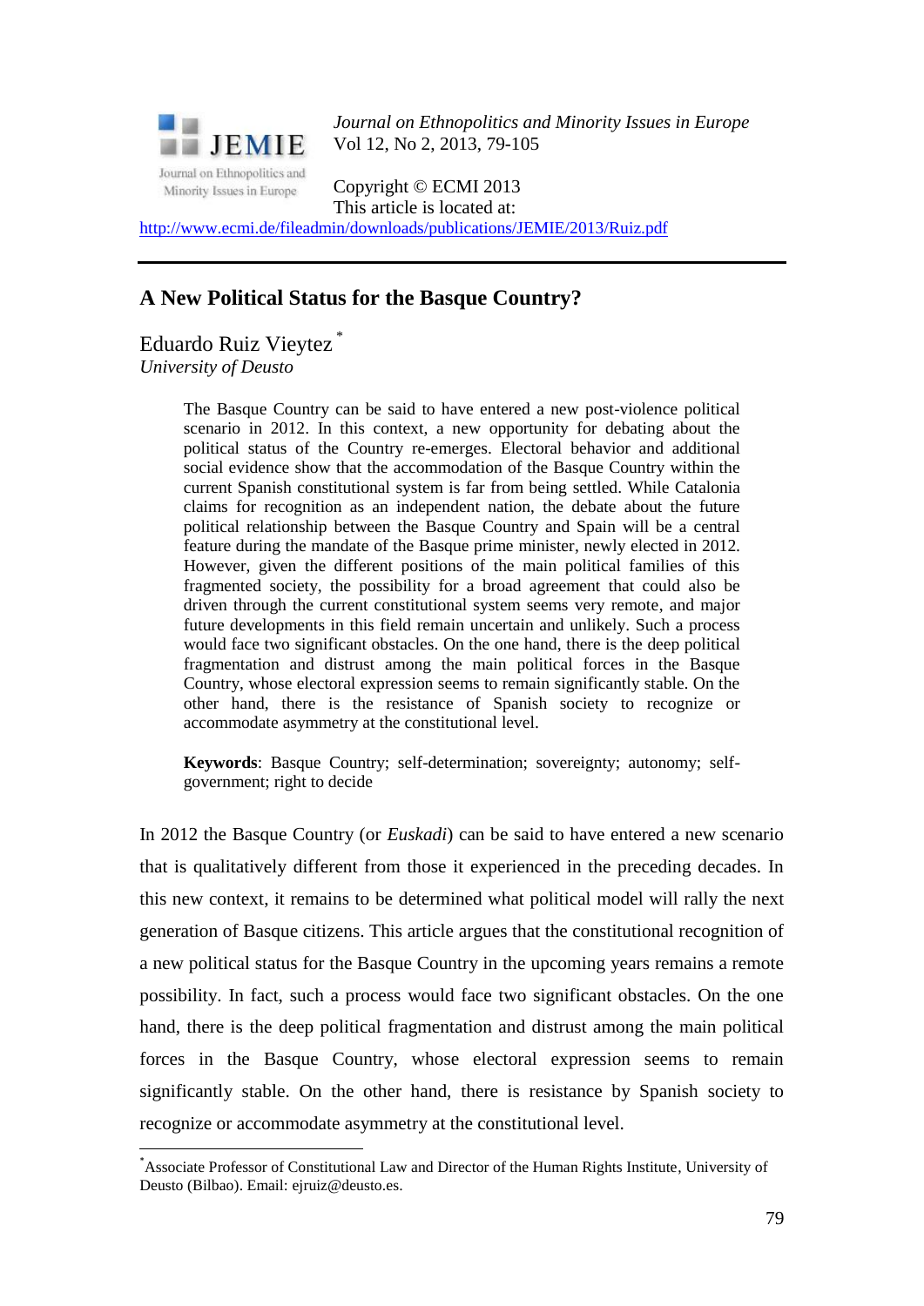*Journal on Ethnopolitics and Minority Issues in Europe*
Vol 12, No 2, 2013, 79-105

Copyright © ECMI 2013
This article is located at:
http://www.ecmi.de/fileadmin/downloads/publications/JEMIE/2013/Ruiz.pdf

# A New Political Status for the Basque Country?

Eduardo Ruiz Vieytez [*]
*University of Deusto*

> The Basque Country can be said to have entered a new post-violence political scenario in 2012. In this context, a new opportunity for debating about the political status of the Country re-emerges. Electoral behavior and additional social evidence show that the accommodation of the Basque Country within the current Spanish constitutional system is far from being settled. While Catalonia claims for recognition as an independent nation, the debate about the future political relationship between the Basque Country and Spain will be a central feature during the mandate of the Basque prime minister, newly elected in 2012. However, given the different positions of the main political families of this fragmented society, the possibility for a broad agreement that could also be driven through the current constitutional system seems very remote, and major future developments in this field remain uncertain and unlikely. Such a process would face two significant obstacles. On the one hand, there is the deep political fragmentation and distrust among the main political forces in the Basque Country, whose electoral expression seems to remain significantly stable. On the other hand, there is the resistance of Spanish society to recognize or accommodate asymmetry at the constitutional level.
>
> **Keywords**: Basque Country; self-determination; sovereignty; autonomy; self-government; right to decide

In 2012 the Basque Country (or *Euskadi*) can be said to have entered a new scenario that is qualitatively different from those it experienced in the preceding decades. In this new context, it remains to be determined what political model will rally the next generation of Basque citizens. This article argues that the constitutional recognition of a new political status for the Basque Country in the upcoming years remains a remote possibility. In fact, such a process would face two significant obstacles. On the one hand, there is the deep political fragmentation and distrust among the main political forces in the Basque Country, whose electoral expression seems to remain significantly stable. On the other hand, there is resistance by Spanish society to recognize or accommodate asymmetry at the constitutional level.

---

[*] Associate Professor of Constitutional Law and Director of the Human Rights Institute, University of Deusto (Bilbao). Email: ejruiz@deusto.es.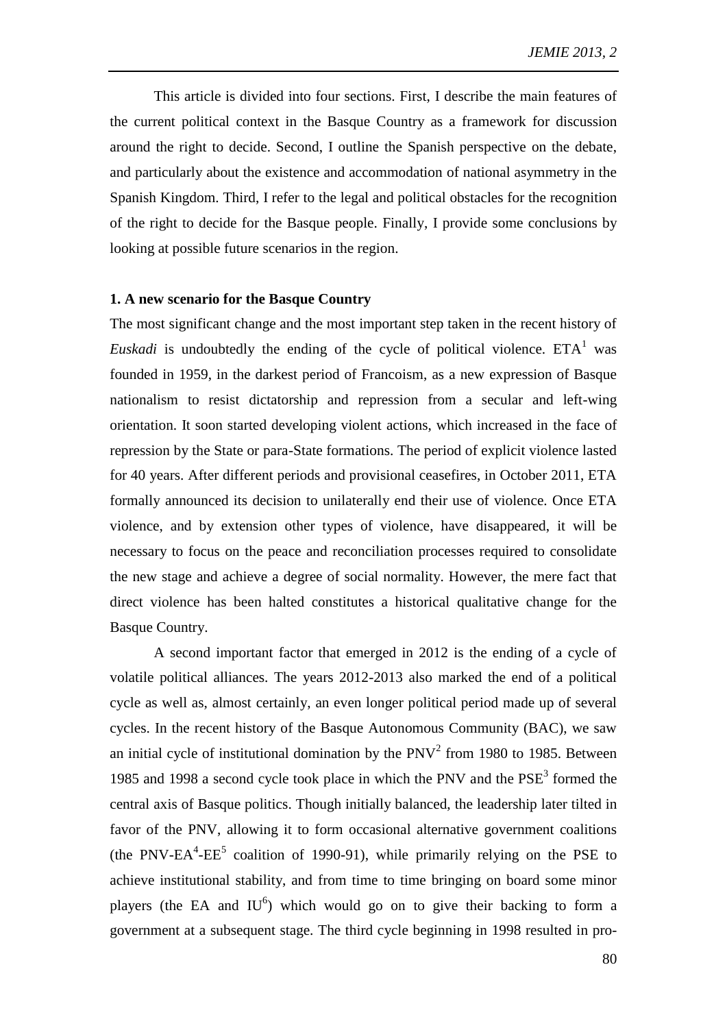This article is divided into four sections. First, I describe the main features of the current political context in the Basque Country as a framework for discussion around the right to decide. Second, I outline the Spanish perspective on the debate, and particularly about the existence and accommodation of national asymmetry in the Spanish Kingdom. Third, I refer to the legal and political obstacles for the recognition of the right to decide for the Basque people. Finally, I provide some conclusions by looking at possible future scenarios in the region.

## 1. A new scenario for the Basque Country

The most significant change and the most important step taken in the recent history of *Euskadi* is undoubtedly the ending of the cycle of political violence. ETA[1] was founded in 1959, in the darkest period of Francoism, as a new expression of Basque nationalism to resist dictatorship and repression from a secular and left-wing orientation. It soon started developing violent actions, which increased in the face of repression by the State or para-State formations. The period of explicit violence lasted for 40 years. After different periods and provisional ceasefires, in October 2011, ETA formally announced its decision to unilaterally end their use of violence. Once ETA violence, and by extension other types of violence, have disappeared, it will be necessary to focus on the peace and reconciliation processes required to consolidate the new stage and achieve a degree of social normality. However, the mere fact that direct violence has been halted constitutes a historical qualitative change for the Basque Country.

A second important factor that emerged in 2012 is the ending of a cycle of volatile political alliances. The years 2012-2013 also marked the end of a political cycle as well as, almost certainly, an even longer political period made up of several cycles. In the recent history of the Basque Autonomous Community (BAC), we saw an initial cycle of institutional domination by the PNV[2] from 1980 to 1985. Between 1985 and 1998 a second cycle took place in which the PNV and the PSE[3] formed the central axis of Basque politics. Though initially balanced, the leadership later tilted in favor of the PNV, allowing it to form occasional alternative government coalitions (the PNV-EA[4]-EE[5] coalition of 1990-91), while primarily relying on the PSE to achieve institutional stability, and from time to time bringing on board some minor players (the EA and IU[6]) which would go on to give their backing to form a government at a subsequent stage. The third cycle beginning in 1998 resulted in pro-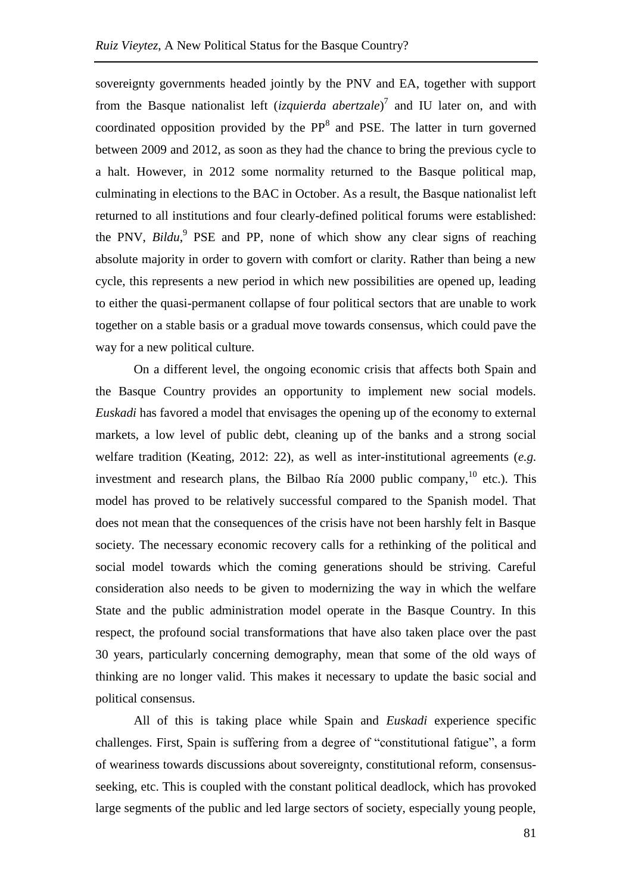sovereignty governments headed jointly by the PNV and EA, together with support from the Basque nationalist left (*izquierda abertzale*)[7] and IU later on, and with coordinated opposition provided by the PP[8] and PSE. The latter in turn governed between 2009 and 2012, as soon as they had the chance to bring the previous cycle to a halt. However, in 2012 some normality returned to the Basque political map, culminating in elections to the BAC in October. As a result, the Basque nationalist left returned to all institutions and four clearly-defined political forums were established: the PNV, *Bildu*,[9] PSE and PP, none of which show any clear signs of reaching absolute majority in order to govern with comfort or clarity. Rather than being a new cycle, this represents a new period in which new possibilities are opened up, leading to either the quasi-permanent collapse of four political sectors that are unable to work together on a stable basis or a gradual move towards consensus, which could pave the way for a new political culture.

On a different level, the ongoing economic crisis that affects both Spain and the Basque Country provides an opportunity to implement new social models. *Euskadi* has favored a model that envisages the opening up of the economy to external markets, a low level of public debt, cleaning up of the banks and a strong social welfare tradition (Keating, 2012: 22), as well as inter-institutional agreements (*e.g.* investment and research plans, the Bilbao Ría 2000 public company,[10] etc.). This model has proved to be relatively successful compared to the Spanish model. That does not mean that the consequences of the crisis have not been harshly felt in Basque society. The necessary economic recovery calls for a rethinking of the political and social model towards which the coming generations should be striving. Careful consideration also needs to be given to modernizing the way in which the welfare State and the public administration model operate in the Basque Country. In this respect, the profound social transformations that have also taken place over the past 30 years, particularly concerning demography, mean that some of the old ways of thinking are no longer valid. This makes it necessary to update the basic social and political consensus.

All of this is taking place while Spain and *Euskadi* experience specific challenges. First, Spain is suffering from a degree of "constitutional fatigue", a form of weariness towards discussions about sovereignty, constitutional reform, consensus-seeking, etc. This is coupled with the constant political deadlock, which has provoked large segments of the public and led large sectors of society, especially young people,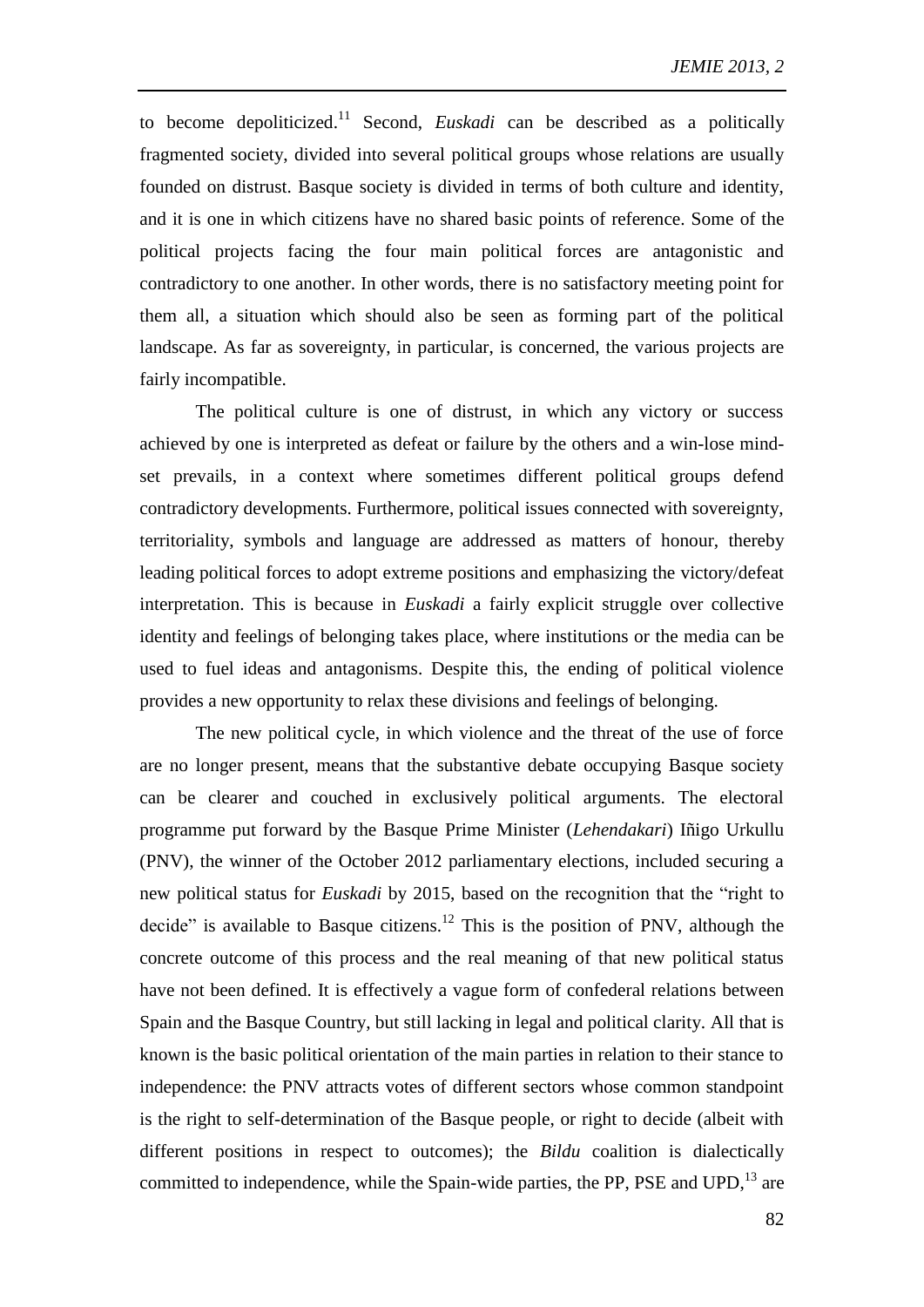to become depoliticized.[11] Second, *Euskadi* can be described as a politically fragmented society, divided into several political groups whose relations are usually founded on distrust. Basque society is divided in terms of both culture and identity, and it is one in which citizens have no shared basic points of reference. Some of the political projects facing the four main political forces are antagonistic and contradictory to one another. In other words, there is no satisfactory meeting point for them all, a situation which should also be seen as forming part of the political landscape. As far as sovereignty, in particular, is concerned, the various projects are fairly incompatible.

The political culture is one of distrust, in which any victory or success achieved by one is interpreted as defeat or failure by the others and a win-lose mind-set prevails, in a context where sometimes different political groups defend contradictory developments. Furthermore, political issues connected with sovereignty, territoriality, symbols and language are addressed as matters of honour, thereby leading political forces to adopt extreme positions and emphasizing the victory/defeat interpretation. This is because in *Euskadi* a fairly explicit struggle over collective identity and feelings of belonging takes place, where institutions or the media can be used to fuel ideas and antagonisms. Despite this, the ending of political violence provides a new opportunity to relax these divisions and feelings of belonging.

The new political cycle, in which violence and the threat of the use of force are no longer present, means that the substantive debate occupying Basque society can be clearer and couched in exclusively political arguments. The electoral programme put forward by the Basque Prime Minister (*Lehendakari*) Iñigo Urkullu (PNV), the winner of the October 2012 parliamentary elections, included securing a new political status for *Euskadi* by 2015, based on the recognition that the "right to decide" is available to Basque citizens.[12] This is the position of PNV, although the concrete outcome of this process and the real meaning of that new political status have not been defined. It is effectively a vague form of confederal relations between Spain and the Basque Country, but still lacking in legal and political clarity. All that is known is the basic political orientation of the main parties in relation to their stance to independence: the PNV attracts votes of different sectors whose common standpoint is the right to self-determination of the Basque people, or right to decide (albeit with different positions in respect to outcomes); the *Bildu* coalition is dialectically committed to independence, while the Spain-wide parties, the PP, PSE and UPD,[13] are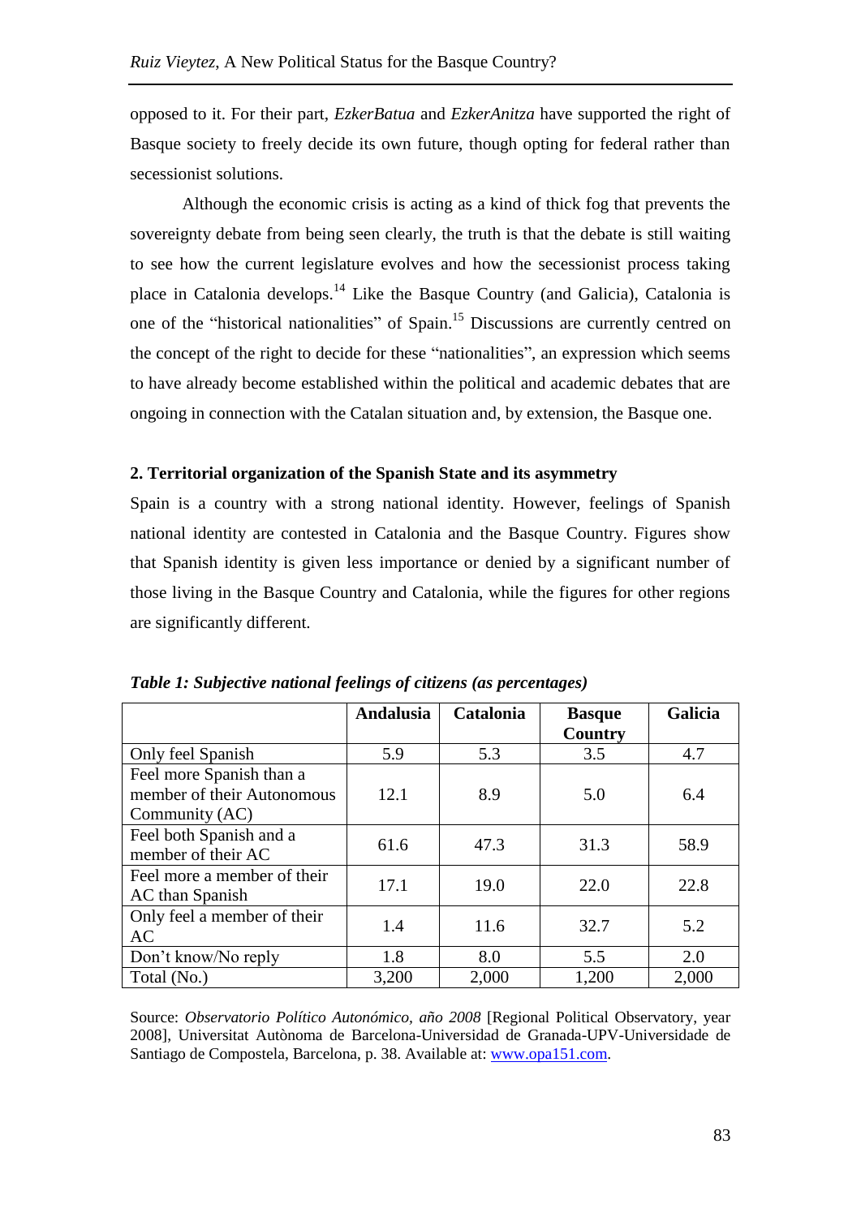opposed to it. For their part, *EzkerBatua* and *EzkerAnitza* have supported the right of Basque society to freely decide its own future, though opting for federal rather than secessionist solutions.

Although the economic crisis is acting as a kind of thick fog that prevents the sovereignty debate from being seen clearly, the truth is that the debate is still waiting to see how the current legislature evolves and how the secessionist process taking place in Catalonia develops.[14] Like the Basque Country (and Galicia), Catalonia is one of the "historical nationalities" of Spain.[15] Discussions are currently centred on the concept of the right to decide for these "nationalities", an expression which seems to have already become established within the political and academic debates that are ongoing in connection with the Catalan situation and, by extension, the Basque one.

## 2. Territorial organization of the Spanish State and its asymmetry

Spain is a country with a strong national identity. However, feelings of Spanish national identity are contested in Catalonia and the Basque Country. Figures show that Spanish identity is given less importance or denied by a significant number of those living in the Basque Country and Catalonia, while the figures for other regions are significantly different.

***Table 1: Subjective national feelings of citizens (as percentages)***

| | Andalusia | Catalonia | Basque Country | Galicia |
|---|---|---|---|---|
| Only feel Spanish | 5.9 | 5.3 | 3.5 | 4.7 |
| Feel more Spanish than a member of their Autonomous Community (AC) | 12.1 | 8.9 | 5.0 | 6.4 |
| Feel both Spanish and a member of their AC | 61.6 | 47.3 | 31.3 | 58.9 |
| Feel more a member of their AC than Spanish | 17.1 | 19.0 | 22.0 | 22.8 |
| Only feel a member of their AC | 1.4 | 11.6 | 32.7 | 5.2 |
| Don't know/No reply | 1.8 | 8.0 | 5.5 | 2.0 |
| Total (No.) | 3,200 | 2,000 | 1,200 | 2,000 |

Source: *Observatorio Político Autonómico, año 2008* [Regional Political Observatory, year 2008], Universitat Autònoma de Barcelona-Universidad de Granada-UPV-Universidade de Santiago de Compostela, Barcelona, p. 38. Available at: www.opa151.com.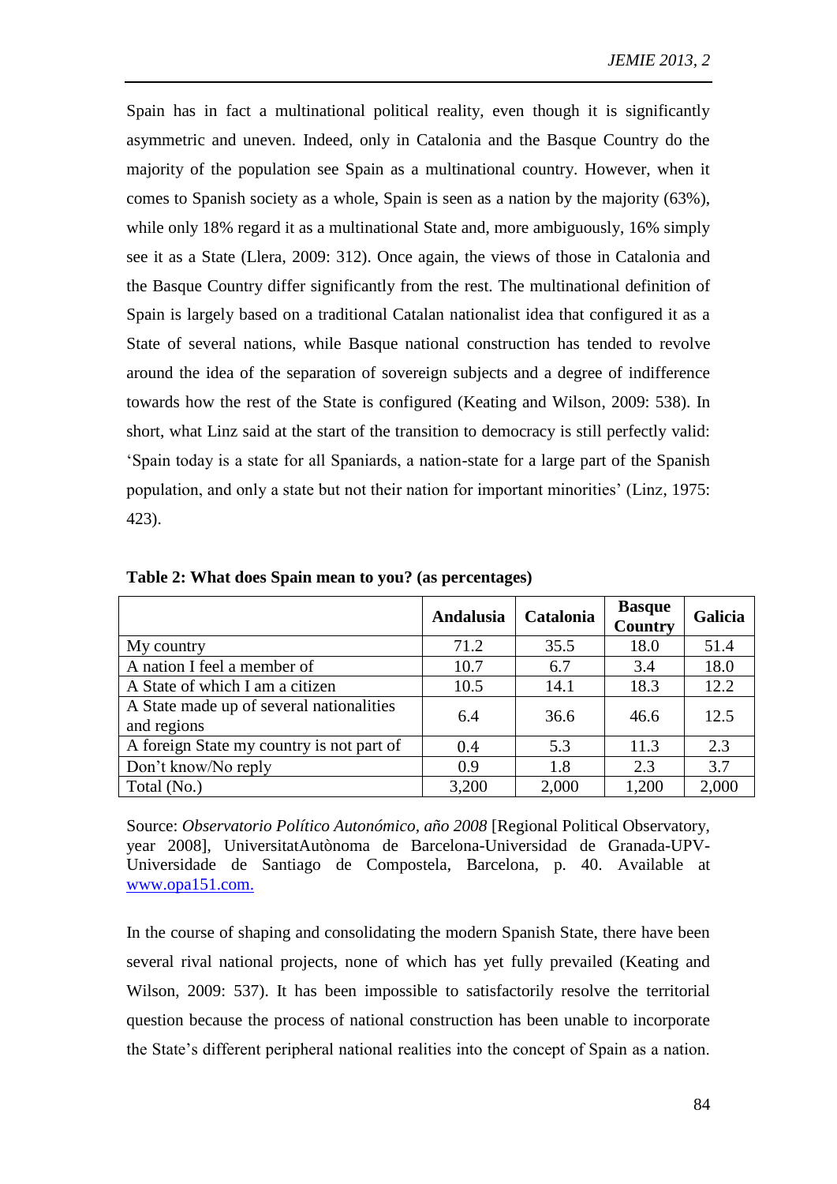Spain has in fact a multinational political reality, even though it is significantly asymmetric and uneven. Indeed, only in Catalonia and the Basque Country do the majority of the population see Spain as a multinational country. However, when it comes to Spanish society as a whole, Spain is seen as a nation by the majority (63%), while only 18% regard it as a multinational State and, more ambiguously, 16% simply see it as a State (Llera, 2009: 312). Once again, the views of those in Catalonia and the Basque Country differ significantly from the rest. The multinational definition of Spain is largely based on a traditional Catalan nationalist idea that configured it as a State of several nations, while Basque national construction has tended to revolve around the idea of the separation of sovereign subjects and a degree of indifference towards how the rest of the State is configured (Keating and Wilson, 2009: 538). In short, what Linz said at the start of the transition to democracy is still perfectly valid: 'Spain today is a state for all Spaniards, a nation-state for a large part of the Spanish population, and only a state but not their nation for important minorities' (Linz, 1975: 423).

**Table 2: What does Spain mean to you? (as percentages)**

| | Andalusia | Catalonia | Basque Country | Galicia |
|---|---|---|---|---|
| My country | 71.2 | 35.5 | 18.0 | 51.4 |
| A nation I feel a member of | 10.7 | 6.7 | 3.4 | 18.0 |
| A State of which I am a citizen | 10.5 | 14.1 | 18.3 | 12.2 |
| A State made up of several nationalities and regions | 6.4 | 36.6 | 46.6 | 12.5 |
| A foreign State my country is not part of | 0.4 | 5.3 | 11.3 | 2.3 |
| Don't know/No reply | 0.9 | 1.8 | 2.3 | 3.7 |
| Total (No.) | 3,200 | 2,000 | 1,200 | 2,000 |

Source: *Observatorio Político Autonómico, año 2008* [Regional Political Observatory, year 2008], UniversitatAutònoma de Barcelona-Universidad de Granada-UPV-Universidade de Santiago de Compostela, Barcelona, p. 40. Available at www.opa151.com.

In the course of shaping and consolidating the modern Spanish State, there have been several rival national projects, none of which has yet fully prevailed (Keating and Wilson, 2009: 537). It has been impossible to satisfactorily resolve the territorial question because the process of national construction has been unable to incorporate the State's different peripheral national realities into the concept of Spain as a nation.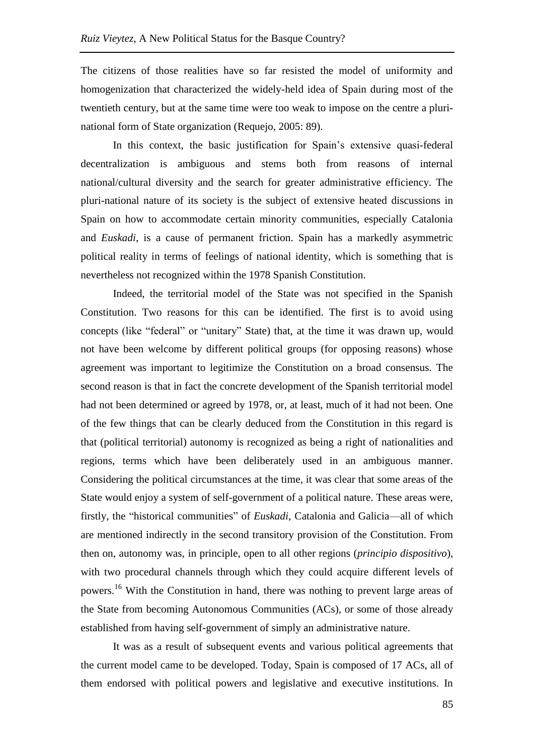The citizens of those realities have so far resisted the model of uniformity and homogenization that characterized the widely-held idea of Spain during most of the twentieth century, but at the same time were too weak to impose on the centre a pluri-national form of State organization (Requejo, 2005: 89).

In this context, the basic justification for Spain's extensive quasi-federal decentralization is ambiguous and stems both from reasons of internal national/cultural diversity and the search for greater administrative efficiency. The pluri-national nature of its society is the subject of extensive heated discussions in Spain on how to accommodate certain minority communities, especially Catalonia and *Euskadi*, is a cause of permanent friction. Spain has a markedly asymmetric political reality in terms of feelings of national identity, which is something that is nevertheless not recognized within the 1978 Spanish Constitution.

Indeed, the territorial model of the State was not specified in the Spanish Constitution. Two reasons for this can be identified. The first is to avoid using concepts (like "federal" or "unitary" State) that, at the time it was drawn up, would not have been welcome by different political groups (for opposing reasons) whose agreement was important to legitimize the Constitution on a broad consensus. The second reason is that in fact the concrete development of the Spanish territorial model had not been determined or agreed by 1978, or, at least, much of it had not been. One of the few things that can be clearly deduced from the Constitution in this regard is that (political territorial) autonomy is recognized as being a right of nationalities and regions, terms which have been deliberately used in an ambiguous manner. Considering the political circumstances at the time, it was clear that some areas of the State would enjoy a system of self-government of a political nature. These areas were, firstly, the "historical communities" of *Euskadi*, Catalonia and Galicia—all of which are mentioned indirectly in the second transitory provision of the Constitution. From then on, autonomy was, in principle, open to all other regions (*principio dispositivo*), with two procedural channels through which they could acquire different levels of powers.[16] With the Constitution in hand, there was nothing to prevent large areas of the State from becoming Autonomous Communities (ACs), or some of those already established from having self-government of simply an administrative nature.

It was as a result of subsequent events and various political agreements that the current model came to be developed. Today, Spain is composed of 17 ACs, all of them endorsed with political powers and legislative and executive institutions. In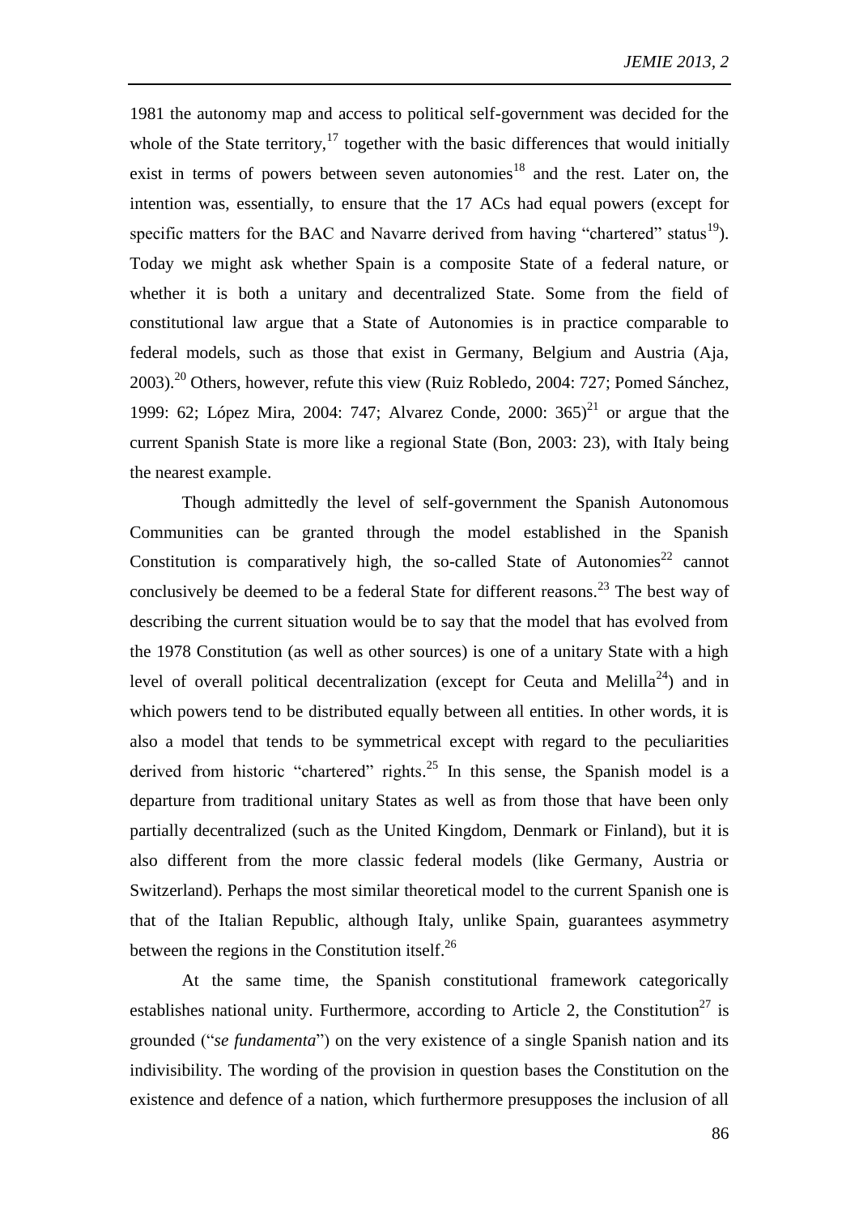1981 the autonomy map and access to political self-government was decided for the whole of the State territory,[17] together with the basic differences that would initially exist in terms of powers between seven autonomies[18] and the rest. Later on, the intention was, essentially, to ensure that the 17 ACs had equal powers (except for specific matters for the BAC and Navarre derived from having "chartered" status[19]). Today we might ask whether Spain is a composite State of a federal nature, or whether it is both a unitary and decentralized State. Some from the field of constitutional law argue that a State of Autonomies is in practice comparable to federal models, such as those that exist in Germany, Belgium and Austria (Aja, 2003).[20] Others, however, refute this view (Ruiz Robledo, 2004: 727; Pomed Sánchez, 1999: 62; López Mira, 2004: 747; Alvarez Conde, 2000: 365)[21] or argue that the current Spanish State is more like a regional State (Bon, 2003: 23), with Italy being the nearest example.

Though admittedly the level of self-government the Spanish Autonomous Communities can be granted through the model established in the Spanish Constitution is comparatively high, the so-called State of Autonomies[22] cannot conclusively be deemed to be a federal State for different reasons.[23] The best way of describing the current situation would be to say that the model that has evolved from the 1978 Constitution (as well as other sources) is one of a unitary State with a high level of overall political decentralization (except for Ceuta and Melilla[24]) and in which powers tend to be distributed equally between all entities. In other words, it is also a model that tends to be symmetrical except with regard to the peculiarities derived from historic "chartered" rights.[25] In this sense, the Spanish model is a departure from traditional unitary States as well as from those that have been only partially decentralized (such as the United Kingdom, Denmark or Finland), but it is also different from the more classic federal models (like Germany, Austria or Switzerland). Perhaps the most similar theoretical model to the current Spanish one is that of the Italian Republic, although Italy, unlike Spain, guarantees asymmetry between the regions in the Constitution itself.[26]

At the same time, the Spanish constitutional framework categorically establishes national unity. Furthermore, according to Article 2, the Constitution[27] is grounded ("*se fundamenta*") on the very existence of a single Spanish nation and its indivisibility. The wording of the provision in question bases the Constitution on the existence and defence of a nation, which furthermore presupposes the inclusion of all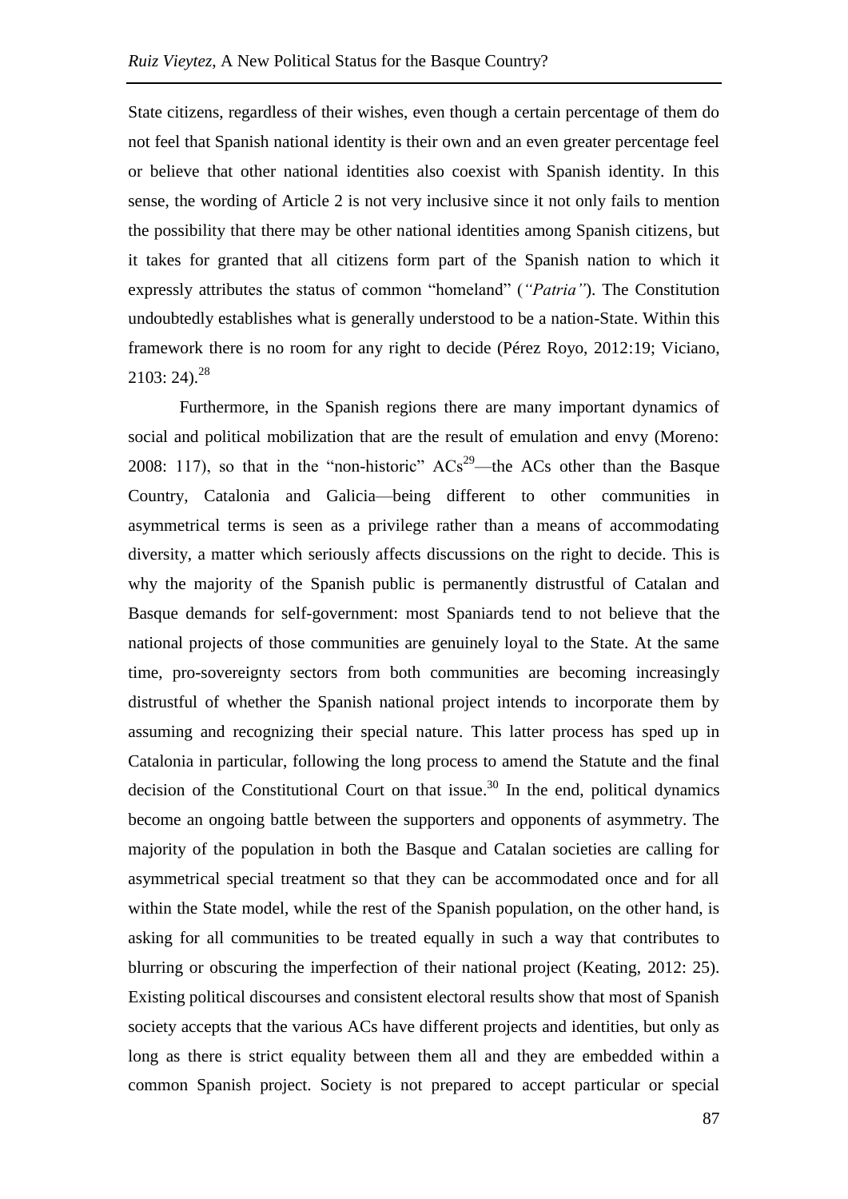State citizens, regardless of their wishes, even though a certain percentage of them do not feel that Spanish national identity is their own and an even greater percentage feel or believe that other national identities also coexist with Spanish identity. In this sense, the wording of Article 2 is not very inclusive since it not only fails to mention the possibility that there may be other national identities among Spanish citizens, but it takes for granted that all citizens form part of the Spanish nation to which it expressly attributes the status of common "homeland" (*"Patria"*). The Constitution undoubtedly establishes what is generally understood to be a nation-State. Within this framework there is no room for any right to decide (Pérez Royo, 2012:19; Viciano, 2103: 24).[28]

Furthermore, in the Spanish regions there are many important dynamics of social and political mobilization that are the result of emulation and envy (Moreno: 2008: 117), so that in the "non-historic" ACs[29]—the ACs other than the Basque Country, Catalonia and Galicia—being different to other communities in asymmetrical terms is seen as a privilege rather than a means of accommodating diversity, a matter which seriously affects discussions on the right to decide. This is why the majority of the Spanish public is permanently distrustful of Catalan and Basque demands for self-government: most Spaniards tend to not believe that the national projects of those communities are genuinely loyal to the State. At the same time, pro-sovereignty sectors from both communities are becoming increasingly distrustful of whether the Spanish national project intends to incorporate them by assuming and recognizing their special nature. This latter process has sped up in Catalonia in particular, following the long process to amend the Statute and the final decision of the Constitutional Court on that issue.[30] In the end, political dynamics become an ongoing battle between the supporters and opponents of asymmetry. The majority of the population in both the Basque and Catalan societies are calling for asymmetrical special treatment so that they can be accommodated once and for all within the State model, while the rest of the Spanish population, on the other hand, is asking for all communities to be treated equally in such a way that contributes to blurring or obscuring the imperfection of their national project (Keating, 2012: 25). Existing political discourses and consistent electoral results show that most of Spanish society accepts that the various ACs have different projects and identities, but only as long as there is strict equality between them all and they are embedded within a common Spanish project. Society is not prepared to accept particular or special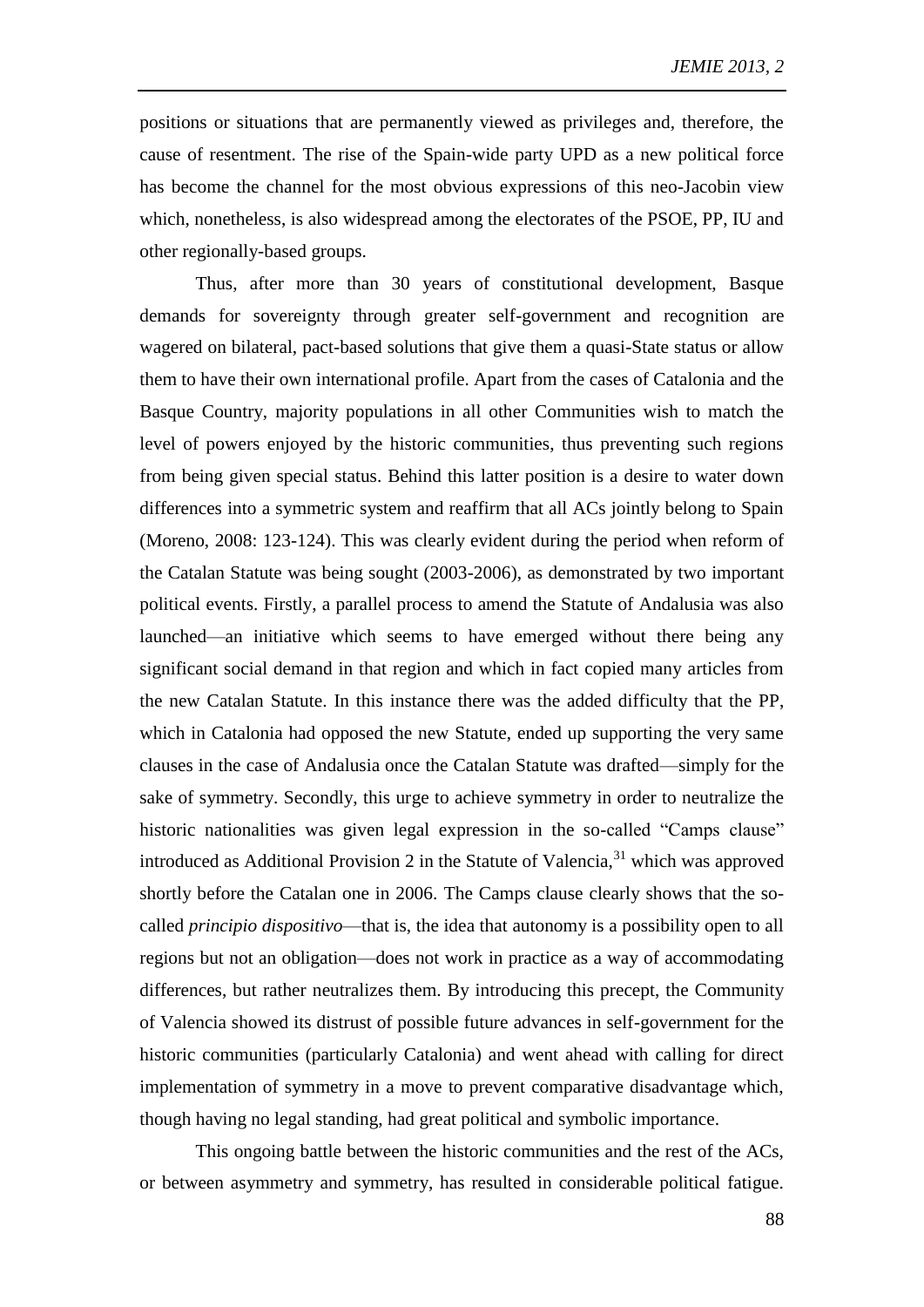positions or situations that are permanently viewed as privileges and, therefore, the cause of resentment. The rise of the Spain-wide party UPD as a new political force has become the channel for the most obvious expressions of this neo-Jacobin view which, nonetheless, is also widespread among the electorates of the PSOE, PP, IU and other regionally-based groups.

Thus, after more than 30 years of constitutional development, Basque demands for sovereignty through greater self-government and recognition are wagered on bilateral, pact-based solutions that give them a quasi-State status or allow them to have their own international profile. Apart from the cases of Catalonia and the Basque Country, majority populations in all other Communities wish to match the level of powers enjoyed by the historic communities, thus preventing such regions from being given special status. Behind this latter position is a desire to water down differences into a symmetric system and reaffirm that all ACs jointly belong to Spain (Moreno, 2008: 123-124). This was clearly evident during the period when reform of the Catalan Statute was being sought (2003-2006), as demonstrated by two important political events. Firstly, a parallel process to amend the Statute of Andalusia was also launched—an initiative which seems to have emerged without there being any significant social demand in that region and which in fact copied many articles from the new Catalan Statute. In this instance there was the added difficulty that the PP, which in Catalonia had opposed the new Statute, ended up supporting the very same clauses in the case of Andalusia once the Catalan Statute was drafted—simply for the sake of symmetry. Secondly, this urge to achieve symmetry in order to neutralize the historic nationalities was given legal expression in the so-called "Camps clause" introduced as Additional Provision 2 in the Statute of Valencia,[31] which was approved shortly before the Catalan one in 2006. The Camps clause clearly shows that the so-called *principio dispositivo*—that is, the idea that autonomy is a possibility open to all regions but not an obligation—does not work in practice as a way of accommodating differences, but rather neutralizes them. By introducing this precept, the Community of Valencia showed its distrust of possible future advances in self-government for the historic communities (particularly Catalonia) and went ahead with calling for direct implementation of symmetry in a move to prevent comparative disadvantage which, though having no legal standing, had great political and symbolic importance.

This ongoing battle between the historic communities and the rest of the ACs, or between asymmetry and symmetry, has resulted in considerable political fatigue.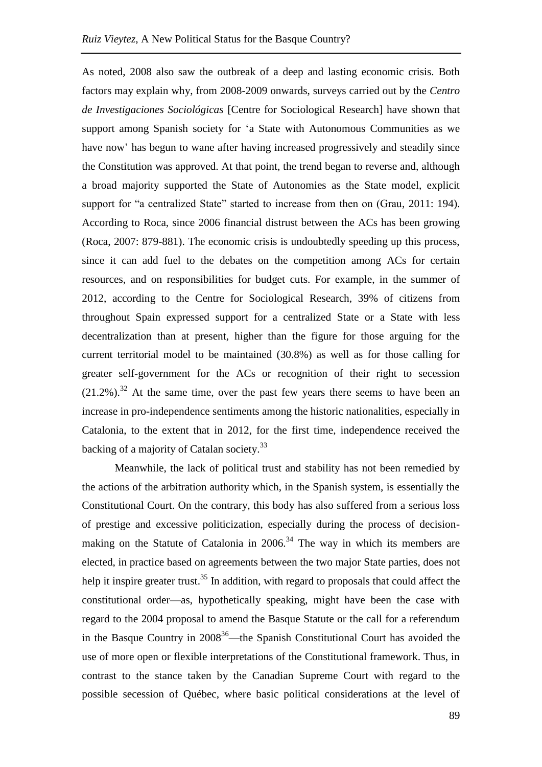As noted, 2008 also saw the outbreak of a deep and lasting economic crisis. Both factors may explain why, from 2008-2009 onwards, surveys carried out by the *Centro de Investigaciones Sociológicas* [Centre for Sociological Research] have shown that support among Spanish society for 'a State with Autonomous Communities as we have now' has begun to wane after having increased progressively and steadily since the Constitution was approved. At that point, the trend began to reverse and, although a broad majority supported the State of Autonomies as the State model, explicit support for "a centralized State" started to increase from then on (Grau, 2011: 194). According to Roca, since 2006 financial distrust between the ACs has been growing (Roca, 2007: 879-881). The economic crisis is undoubtedly speeding up this process, since it can add fuel to the debates on the competition among ACs for certain resources, and on responsibilities for budget cuts. For example, in the summer of 2012, according to the Centre for Sociological Research, 39% of citizens from throughout Spain expressed support for a centralized State or a State with less decentralization than at present, higher than the figure for those arguing for the current territorial model to be maintained (30.8%) as well as for those calling for greater self-government for the ACs or recognition of their right to secession (21.2%).[32] At the same time, over the past few years there seems to have been an increase in pro-independence sentiments among the historic nationalities, especially in Catalonia, to the extent that in 2012, for the first time, independence received the backing of a majority of Catalan society.[33]

Meanwhile, the lack of political trust and stability has not been remedied by the actions of the arbitration authority which, in the Spanish system, is essentially the Constitutional Court. On the contrary, this body has also suffered from a serious loss of prestige and excessive politicization, especially during the process of decision-making on the Statute of Catalonia in 2006.[34] The way in which its members are elected, in practice based on agreements between the two major State parties, does not help it inspire greater trust.[35] In addition, with regard to proposals that could affect the constitutional order—as, hypothetically speaking, might have been the case with regard to the 2004 proposal to amend the Basque Statute or the call for a referendum in the Basque Country in 2008[36]—the Spanish Constitutional Court has avoided the use of more open or flexible interpretations of the Constitutional framework. Thus, in contrast to the stance taken by the Canadian Supreme Court with regard to the possible secession of Québec, where basic political considerations at the level of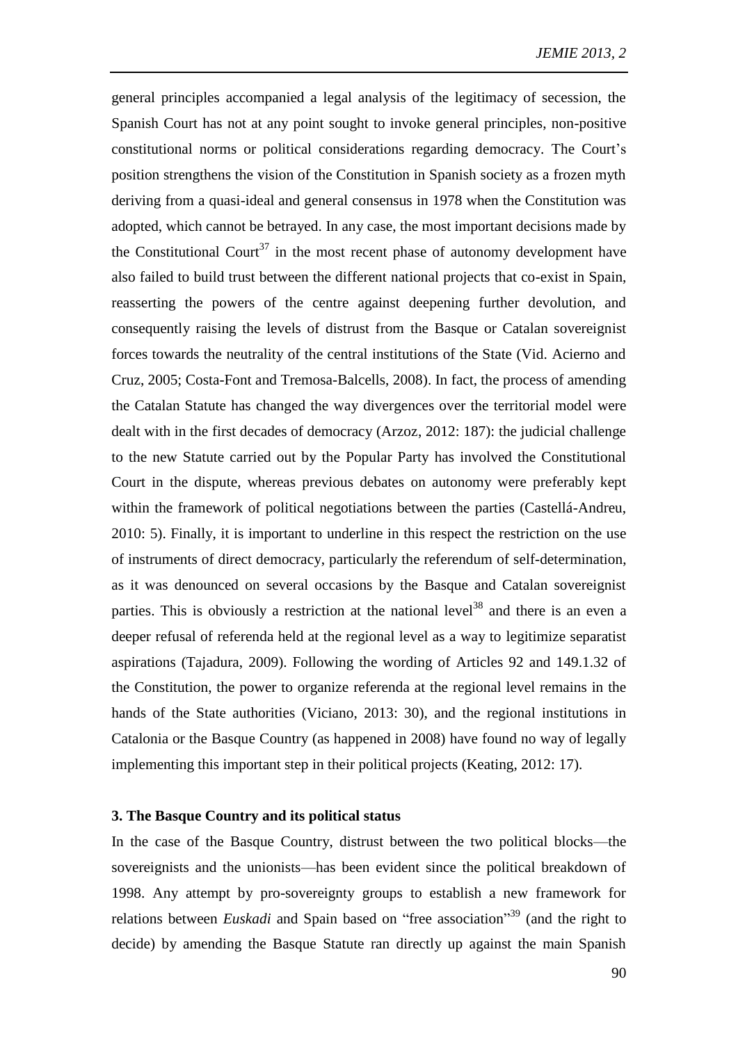general principles accompanied a legal analysis of the legitimacy of secession, the Spanish Court has not at any point sought to invoke general principles, non-positive constitutional norms or political considerations regarding democracy. The Court's position strengthens the vision of the Constitution in Spanish society as a frozen myth deriving from a quasi-ideal and general consensus in 1978 when the Constitution was adopted, which cannot be betrayed. In any case, the most important decisions made by the Constitutional Court[37] in the most recent phase of autonomy development have also failed to build trust between the different national projects that co-exist in Spain, reasserting the powers of the centre against deepening further devolution, and consequently raising the levels of distrust from the Basque or Catalan sovereignist forces towards the neutrality of the central institutions of the State (Vid. Acierno and Cruz, 2005; Costa-Font and Tremosa-Balcells, 2008). In fact, the process of amending the Catalan Statute has changed the way divergences over the territorial model were dealt with in the first decades of democracy (Arzoz, 2012: 187): the judicial challenge to the new Statute carried out by the Popular Party has involved the Constitutional Court in the dispute, whereas previous debates on autonomy were preferably kept within the framework of political negotiations between the parties (Castellá-Andreu, 2010: 5). Finally, it is important to underline in this respect the restriction on the use of instruments of direct democracy, particularly the referendum of self-determination, as it was denounced on several occasions by the Basque and Catalan sovereignist parties. This is obviously a restriction at the national level[38] and there is an even a deeper refusal of referenda held at the regional level as a way to legitimize separatist aspirations (Tajadura, 2009). Following the wording of Articles 92 and 149.1.32 of the Constitution, the power to organize referenda at the regional level remains in the hands of the State authorities (Viciano, 2013: 30), and the regional institutions in Catalonia or the Basque Country (as happened in 2008) have found no way of legally implementing this important step in their political projects (Keating, 2012: 17).

### 3. The Basque Country and its political status

In the case of the Basque Country, distrust between the two political blocks—the sovereignists and the unionists—has been evident since the political breakdown of 1998. Any attempt by pro-sovereignty groups to establish a new framework for relations between *Euskadi* and Spain based on "free association"[39] (and the right to decide) by amending the Basque Statute ran directly up against the main Spanish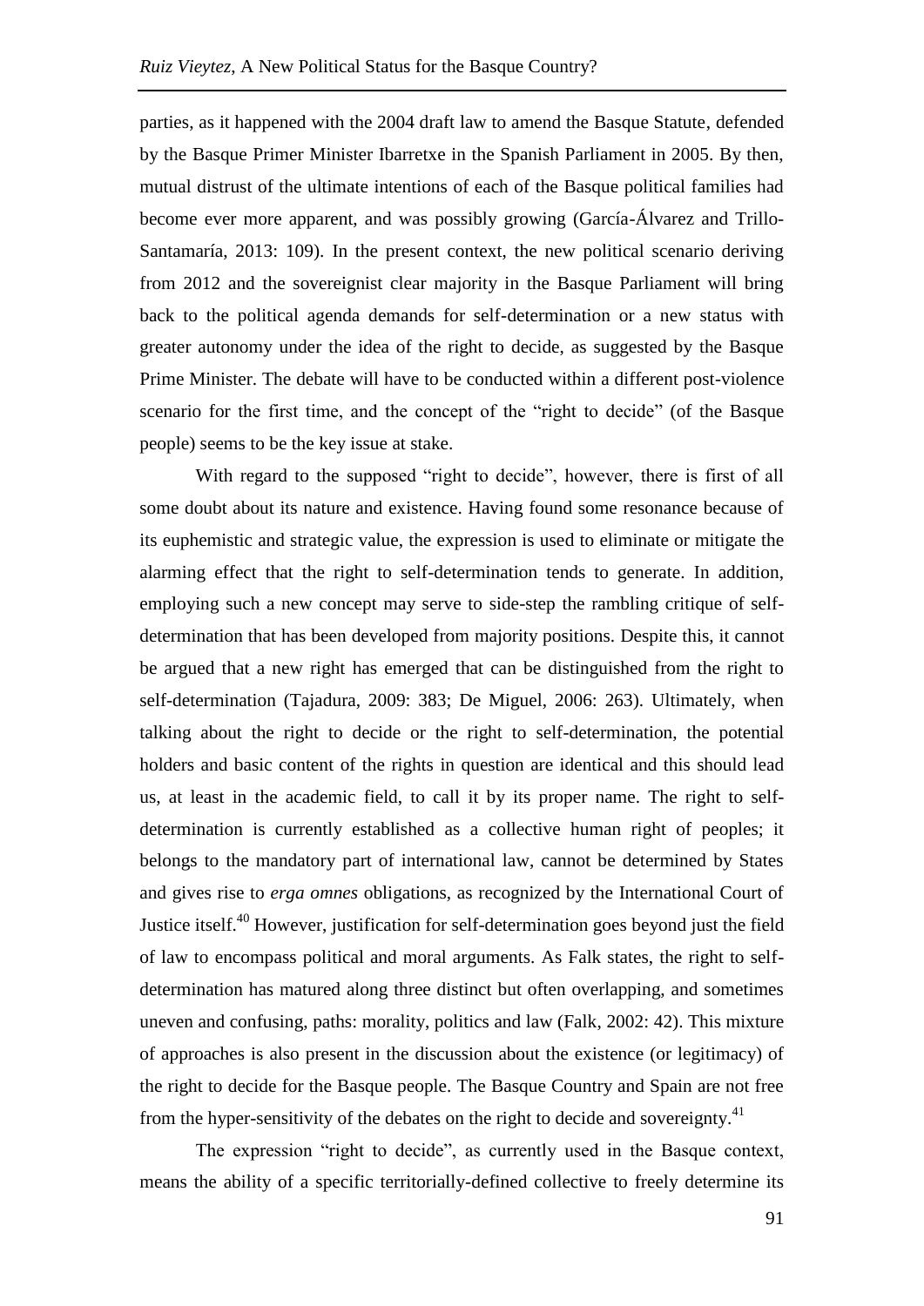parties, as it happened with the 2004 draft law to amend the Basque Statute, defended by the Basque Primer Minister Ibarretxe in the Spanish Parliament in 2005. By then, mutual distrust of the ultimate intentions of each of the Basque political families had become ever more apparent, and was possibly growing (García-Álvarez and Trillo-Santamaría, 2013: 109). In the present context, the new political scenario deriving from 2012 and the sovereignist clear majority in the Basque Parliament will bring back to the political agenda demands for self-determination or a new status with greater autonomy under the idea of the right to decide, as suggested by the Basque Prime Minister. The debate will have to be conducted within a different post-violence scenario for the first time, and the concept of the "right to decide" (of the Basque people) seems to be the key issue at stake.

With regard to the supposed "right to decide", however, there is first of all some doubt about its nature and existence. Having found some resonance because of its euphemistic and strategic value, the expression is used to eliminate or mitigate the alarming effect that the right to self-determination tends to generate. In addition, employing such a new concept may serve to side-step the rambling critique of self-determination that has been developed from majority positions. Despite this, it cannot be argued that a new right has emerged that can be distinguished from the right to self-determination (Tajadura, 2009: 383; De Miguel, 2006: 263). Ultimately, when talking about the right to decide or the right to self-determination, the potential holders and basic content of the rights in question are identical and this should lead us, at least in the academic field, to call it by its proper name. The right to self-determination is currently established as a collective human right of peoples; it belongs to the mandatory part of international law, cannot be determined by States and gives rise to *erga omnes* obligations, as recognized by the International Court of Justice itself.[40] However, justification for self-determination goes beyond just the field of law to encompass political and moral arguments. As Falk states, the right to self-determination has matured along three distinct but often overlapping, and sometimes uneven and confusing, paths: morality, politics and law (Falk, 2002: 42). This mixture of approaches is also present in the discussion about the existence (or legitimacy) of the right to decide for the Basque people. The Basque Country and Spain are not free from the hyper-sensitivity of the debates on the right to decide and sovereignty.[41]

The expression "right to decide", as currently used in the Basque context, means the ability of a specific territorially-defined collective to freely determine its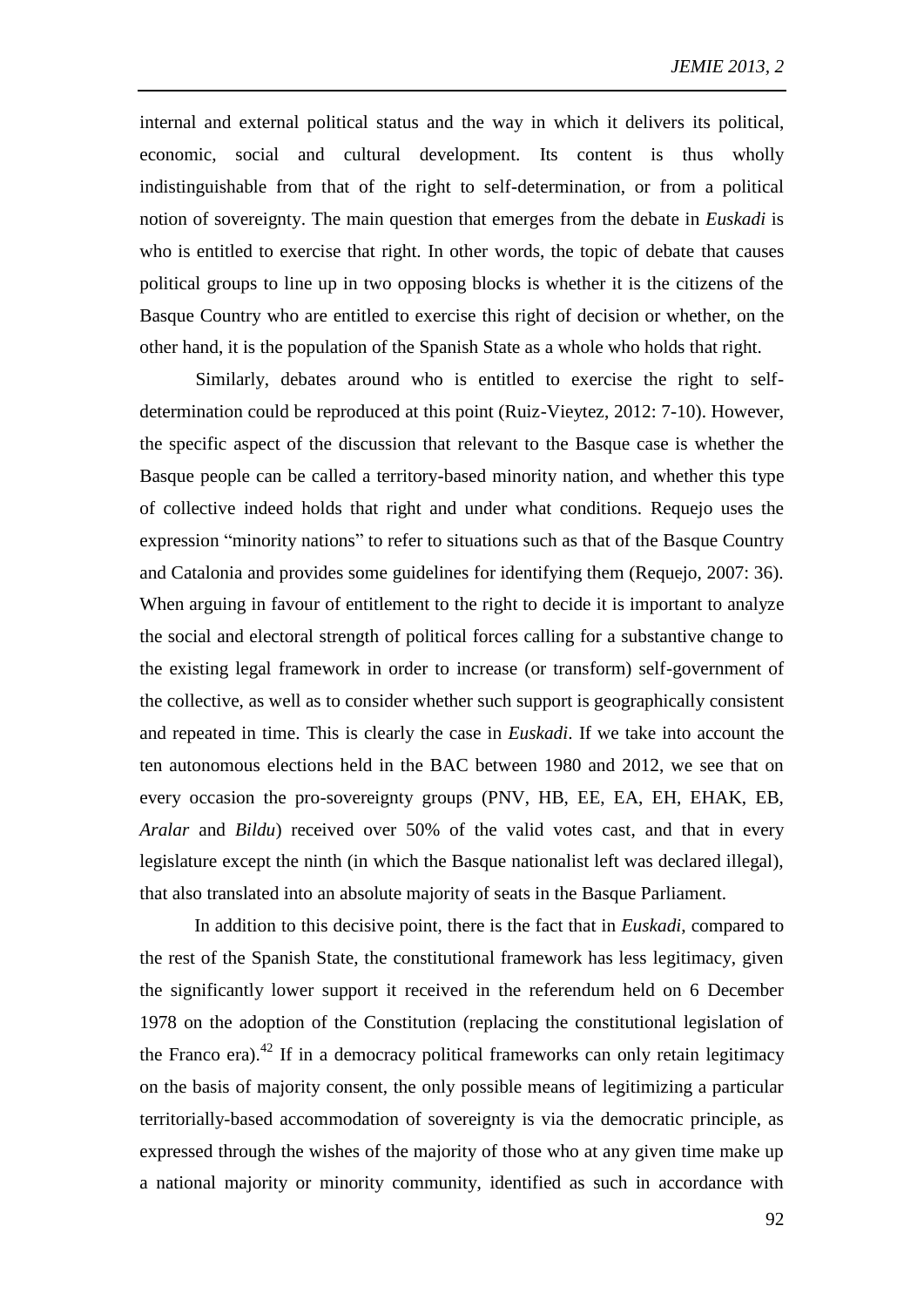internal and external political status and the way in which it delivers its political, economic, social and cultural development. Its content is thus wholly indistinguishable from that of the right to self-determination, or from a political notion of sovereignty. The main question that emerges from the debate in *Euskadi* is who is entitled to exercise that right. In other words, the topic of debate that causes political groups to line up in two opposing blocks is whether it is the citizens of the Basque Country who are entitled to exercise this right of decision or whether, on the other hand, it is the population of the Spanish State as a whole who holds that right.

Similarly, debates around who is entitled to exercise the right to self-determination could be reproduced at this point (Ruiz-Vieytez, 2012: 7-10). However, the specific aspect of the discussion that relevant to the Basque case is whether the Basque people can be called a territory-based minority nation, and whether this type of collective indeed holds that right and under what conditions. Requejo uses the expression "minority nations" to refer to situations such as that of the Basque Country and Catalonia and provides some guidelines for identifying them (Requejo, 2007: 36). When arguing in favour of entitlement to the right to decide it is important to analyze the social and electoral strength of political forces calling for a substantive change to the existing legal framework in order to increase (or transform) self-government of the collective, as well as to consider whether such support is geographically consistent and repeated in time. This is clearly the case in *Euskadi*. If we take into account the ten autonomous elections held in the BAC between 1980 and 2012, we see that on every occasion the pro-sovereignty groups (PNV, HB, EE, EA, EH, EHAK, EB, *Aralar* and *Bildu*) received over 50% of the valid votes cast, and that in every legislature except the ninth (in which the Basque nationalist left was declared illegal), that also translated into an absolute majority of seats in the Basque Parliament.

In addition to this decisive point, there is the fact that in *Euskadi*, compared to the rest of the Spanish State, the constitutional framework has less legitimacy, given the significantly lower support it received in the referendum held on 6 December 1978 on the adoption of the Constitution (replacing the constitutional legislation of the Franco era).[42] If in a democracy political frameworks can only retain legitimacy on the basis of majority consent, the only possible means of legitimizing a particular territorially-based accommodation of sovereignty is via the democratic principle, as expressed through the wishes of the majority of those who at any given time make up a national majority or minority community, identified as such in accordance with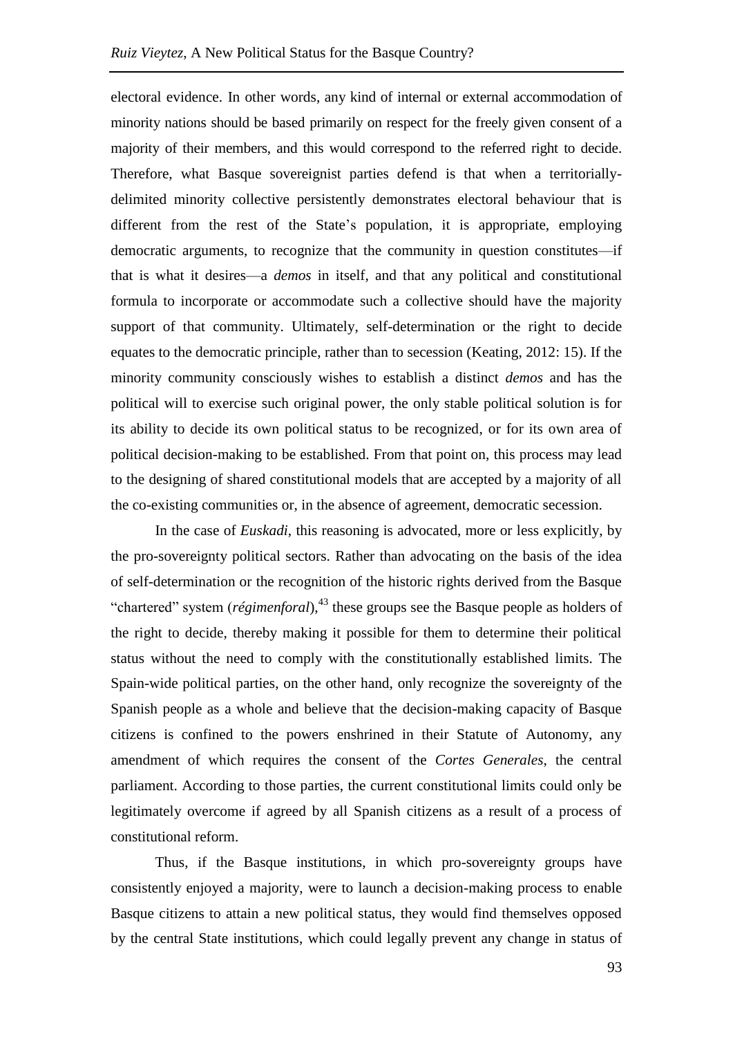electoral evidence. In other words, any kind of internal or external accommodation of minority nations should be based primarily on respect for the freely given consent of a majority of their members, and this would correspond to the referred right to decide. Therefore, what Basque sovereignist parties defend is that when a territorially-delimited minority collective persistently demonstrates electoral behaviour that is different from the rest of the State's population, it is appropriate, employing democratic arguments, to recognize that the community in question constitutes—if that is what it desires—a *demos* in itself, and that any political and constitutional formula to incorporate or accommodate such a collective should have the majority support of that community. Ultimately, self-determination or the right to decide equates to the democratic principle, rather than to secession (Keating, 2012: 15). If the minority community consciously wishes to establish a distinct *demos* and has the political will to exercise such original power, the only stable political solution is for its ability to decide its own political status to be recognized, or for its own area of political decision-making to be established. From that point on, this process may lead to the designing of shared constitutional models that are accepted by a majority of all the co-existing communities or, in the absence of agreement, democratic secession.

In the case of *Euskadi*, this reasoning is advocated, more or less explicitly, by the pro-sovereignty political sectors. Rather than advocating on the basis of the idea of self-determination or the recognition of the historic rights derived from the Basque "chartered" system (*régimenforal*),[43] these groups see the Basque people as holders of the right to decide, thereby making it possible for them to determine their political status without the need to comply with the constitutionally established limits. The Spain-wide political parties, on the other hand, only recognize the sovereignty of the Spanish people as a whole and believe that the decision-making capacity of Basque citizens is confined to the powers enshrined in their Statute of Autonomy, any amendment of which requires the consent of the *Cortes Generales*, the central parliament. According to those parties, the current constitutional limits could only be legitimately overcome if agreed by all Spanish citizens as a result of a process of constitutional reform.

Thus, if the Basque institutions, in which pro-sovereignty groups have consistently enjoyed a majority, were to launch a decision-making process to enable Basque citizens to attain a new political status, they would find themselves opposed by the central State institutions, which could legally prevent any change in status of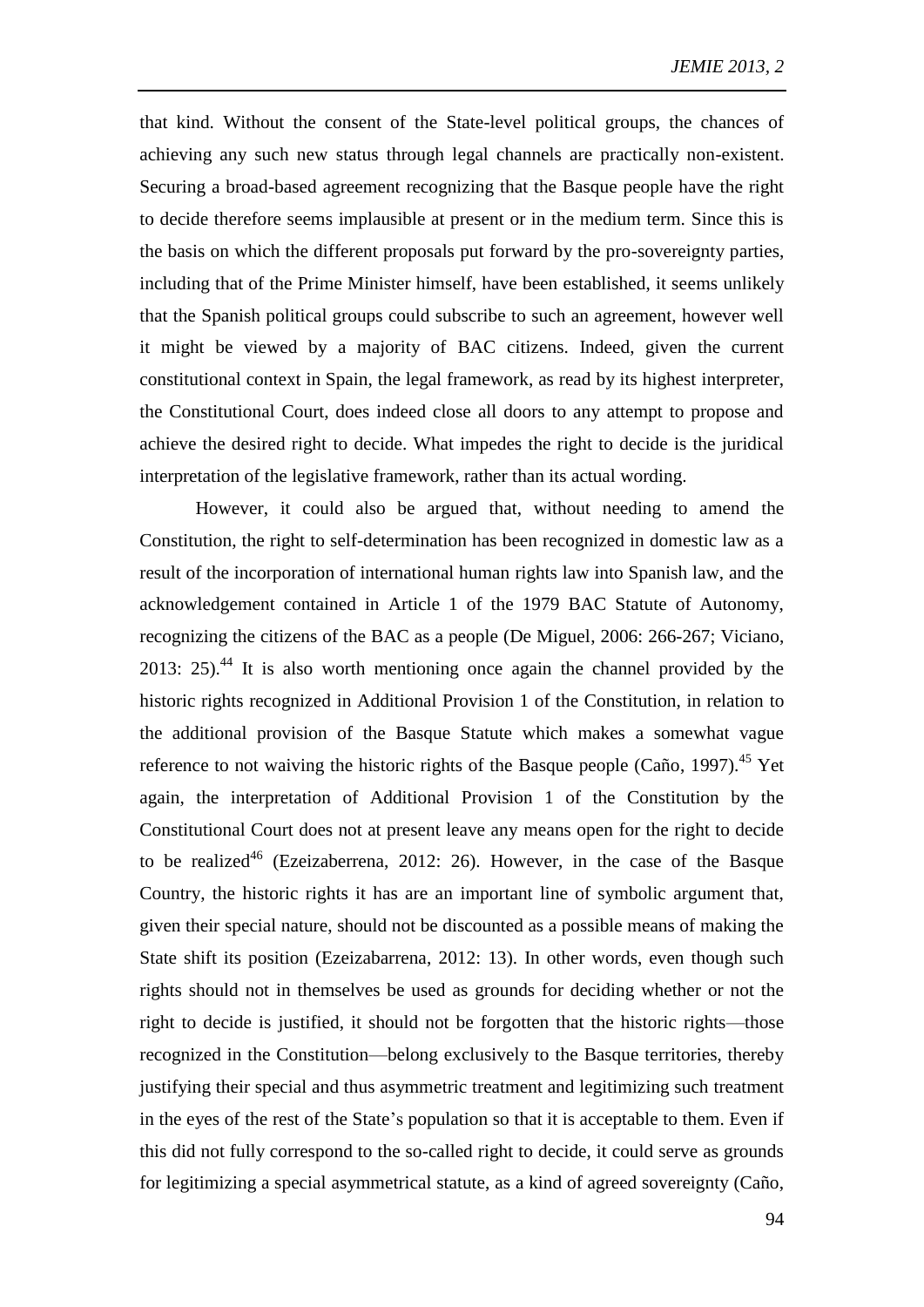that kind. Without the consent of the State-level political groups, the chances of achieving any such new status through legal channels are practically non-existent. Securing a broad-based agreement recognizing that the Basque people have the right to decide therefore seems implausible at present or in the medium term. Since this is the basis on which the different proposals put forward by the pro-sovereignty parties, including that of the Prime Minister himself, have been established, it seems unlikely that the Spanish political groups could subscribe to such an agreement, however well it might be viewed by a majority of BAC citizens. Indeed, given the current constitutional context in Spain, the legal framework, as read by its highest interpreter, the Constitutional Court, does indeed close all doors to any attempt to propose and achieve the desired right to decide. What impedes the right to decide is the juridical interpretation of the legislative framework, rather than its actual wording.

However, it could also be argued that, without needing to amend the Constitution, the right to self-determination has been recognized in domestic law as a result of the incorporation of international human rights law into Spanish law, and the acknowledgement contained in Article 1 of the 1979 BAC Statute of Autonomy, recognizing the citizens of the BAC as a people (De Miguel, 2006: 266-267; Viciano, 2013: 25).[44] It is also worth mentioning once again the channel provided by the historic rights recognized in Additional Provision 1 of the Constitution, in relation to the additional provision of the Basque Statute which makes a somewhat vague reference to not waiving the historic rights of the Basque people (Caño, 1997).[45] Yet again, the interpretation of Additional Provision 1 of the Constitution by the Constitutional Court does not at present leave any means open for the right to decide to be realized[46] (Ezeizaberrena, 2012: 26). However, in the case of the Basque Country, the historic rights it has are an important line of symbolic argument that, given their special nature, should not be discounted as a possible means of making the State shift its position (Ezeizabarrena, 2012: 13). In other words, even though such rights should not in themselves be used as grounds for deciding whether or not the right to decide is justified, it should not be forgotten that the historic rights—those recognized in the Constitution—belong exclusively to the Basque territories, thereby justifying their special and thus asymmetric treatment and legitimizing such treatment in the eyes of the rest of the State's population so that it is acceptable to them. Even if this did not fully correspond to the so-called right to decide, it could serve as grounds for legitimizing a special asymmetrical statute, as a kind of agreed sovereignty (Caño,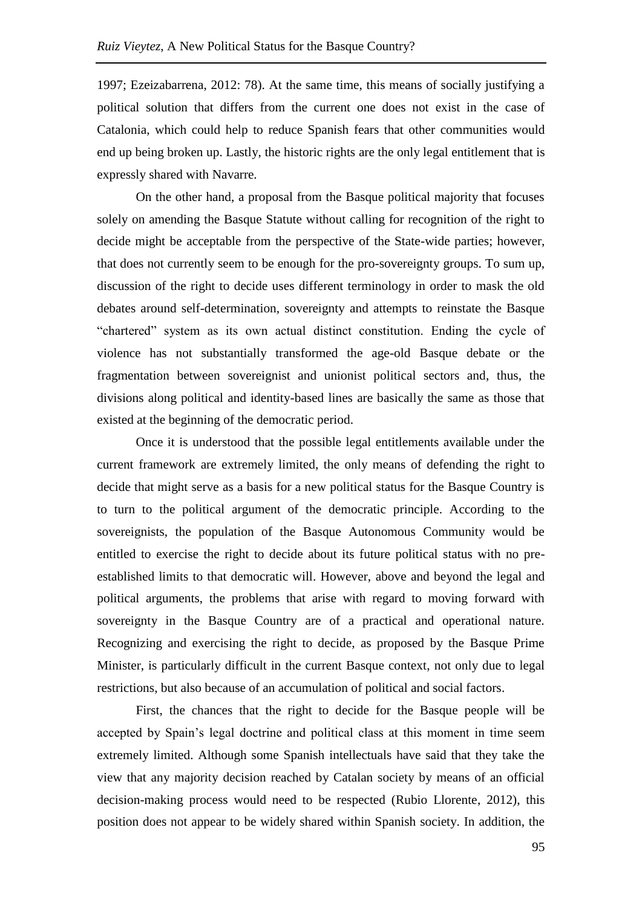1997; Ezeizabarrena, 2012: 78). At the same time, this means of socially justifying a political solution that differs from the current one does not exist in the case of Catalonia, which could help to reduce Spanish fears that other communities would end up being broken up. Lastly, the historic rights are the only legal entitlement that is expressly shared with Navarre.

On the other hand, a proposal from the Basque political majority that focuses solely on amending the Basque Statute without calling for recognition of the right to decide might be acceptable from the perspective of the State-wide parties; however, that does not currently seem to be enough for the pro-sovereignty groups. To sum up, discussion of the right to decide uses different terminology in order to mask the old debates around self-determination, sovereignty and attempts to reinstate the Basque "chartered" system as its own actual distinct constitution. Ending the cycle of violence has not substantially transformed the age-old Basque debate or the fragmentation between sovereignist and unionist political sectors and, thus, the divisions along political and identity-based lines are basically the same as those that existed at the beginning of the democratic period.

Once it is understood that the possible legal entitlements available under the current framework are extremely limited, the only means of defending the right to decide that might serve as a basis for a new political status for the Basque Country is to turn to the political argument of the democratic principle. According to the sovereignists, the population of the Basque Autonomous Community would be entitled to exercise the right to decide about its future political status with no pre-established limits to that democratic will. However, above and beyond the legal and political arguments, the problems that arise with regard to moving forward with sovereignty in the Basque Country are of a practical and operational nature. Recognizing and exercising the right to decide, as proposed by the Basque Prime Minister, is particularly difficult in the current Basque context, not only due to legal restrictions, but also because of an accumulation of political and social factors.

First, the chances that the right to decide for the Basque people will be accepted by Spain's legal doctrine and political class at this moment in time seem extremely limited. Although some Spanish intellectuals have said that they take the view that any majority decision reached by Catalan society by means of an official decision-making process would need to be respected (Rubio Llorente, 2012), this position does not appear to be widely shared within Spanish society. In addition, the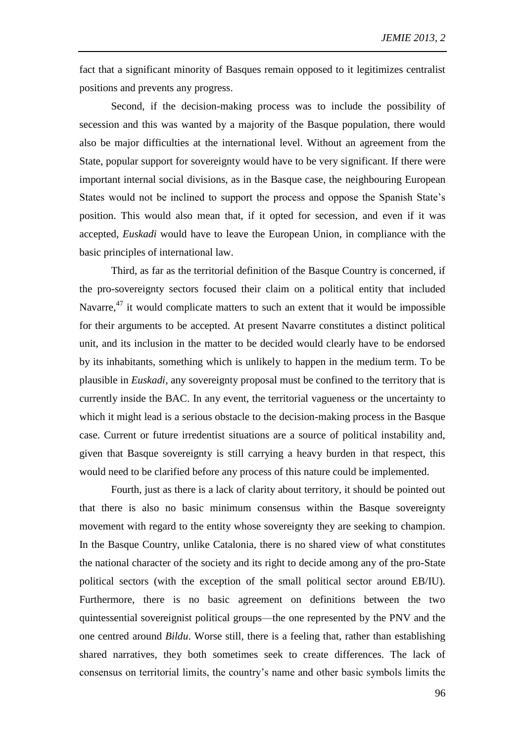fact that a significant minority of Basques remain opposed to it legitimizes centralist positions and prevents any progress.

Second, if the decision-making process was to include the possibility of secession and this was wanted by a majority of the Basque population, there would also be major difficulties at the international level. Without an agreement from the State, popular support for sovereignty would have to be very significant. If there were important internal social divisions, as in the Basque case, the neighbouring European States would not be inclined to support the process and oppose the Spanish State's position. This would also mean that, if it opted for secession, and even if it was accepted, *Euskadi* would have to leave the European Union, in compliance with the basic principles of international law.

Third, as far as the territorial definition of the Basque Country is concerned, if the pro-sovereignty sectors focused their claim on a political entity that included Navarre,[47] it would complicate matters to such an extent that it would be impossible for their arguments to be accepted. At present Navarre constitutes a distinct political unit, and its inclusion in the matter to be decided would clearly have to be endorsed by its inhabitants, something which is unlikely to happen in the medium term. To be plausible in *Euskadi*, any sovereignty proposal must be confined to the territory that is currently inside the BAC. In any event, the territorial vagueness or the uncertainty to which it might lead is a serious obstacle to the decision-making process in the Basque case. Current or future irredentist situations are a source of political instability and, given that Basque sovereignty is still carrying a heavy burden in that respect, this would need to be clarified before any process of this nature could be implemented.

Fourth, just as there is a lack of clarity about territory, it should be pointed out that there is also no basic minimum consensus within the Basque sovereignty movement with regard to the entity whose sovereignty they are seeking to champion. In the Basque Country, unlike Catalonia, there is no shared view of what constitutes the national character of the society and its right to decide among any of the pro-State political sectors (with the exception of the small political sector around EB/IU). Furthermore, there is no basic agreement on definitions between the two quintessential sovereignist political groups—the one represented by the PNV and the one centred around *Bildu*. Worse still, there is a feeling that, rather than establishing shared narratives, they both sometimes seek to create differences. The lack of consensus on territorial limits, the country's name and other basic symbols limits the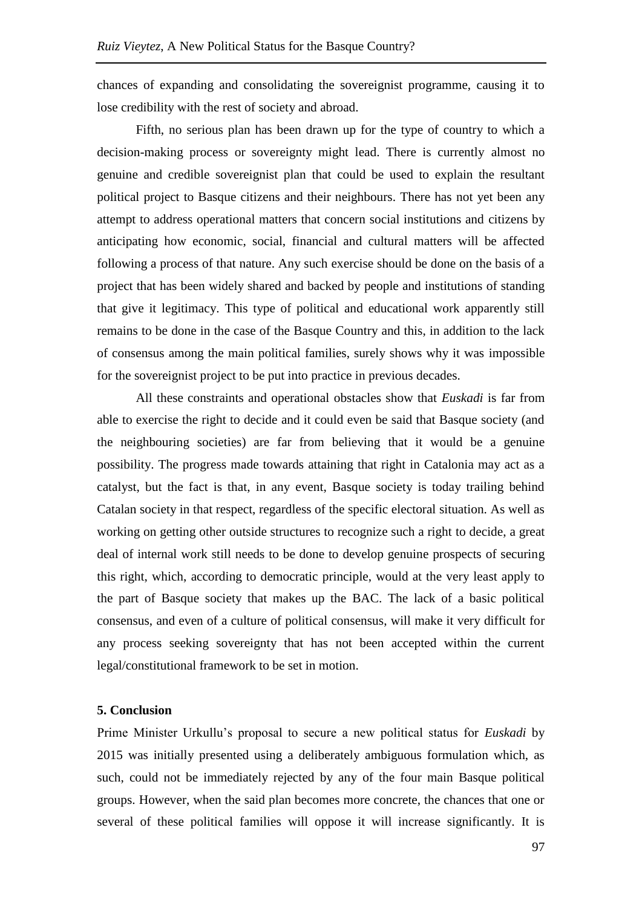chances of expanding and consolidating the sovereignist programme, causing it to lose credibility with the rest of society and abroad.

Fifth, no serious plan has been drawn up for the type of country to which a decision-making process or sovereignty might lead. There is currently almost no genuine and credible sovereignist plan that could be used to explain the resultant political project to Basque citizens and their neighbours. There has not yet been any attempt to address operational matters that concern social institutions and citizens by anticipating how economic, social, financial and cultural matters will be affected following a process of that nature. Any such exercise should be done on the basis of a project that has been widely shared and backed by people and institutions of standing that give it legitimacy. This type of political and educational work apparently still remains to be done in the case of the Basque Country and this, in addition to the lack of consensus among the main political families, surely shows why it was impossible for the sovereignist project to be put into practice in previous decades.

All these constraints and operational obstacles show that *Euskadi* is far from able to exercise the right to decide and it could even be said that Basque society (and the neighbouring societies) are far from believing that it would be a genuine possibility. The progress made towards attaining that right in Catalonia may act as a catalyst, but the fact is that, in any event, Basque society is today trailing behind Catalan society in that respect, regardless of the specific electoral situation. As well as working on getting other outside structures to recognize such a right to decide, a great deal of internal work still needs to be done to develop genuine prospects of securing this right, which, according to democratic principle, would at the very least apply to the part of Basque society that makes up the BAC. The lack of a basic political consensus, and even of a culture of political consensus, will make it very difficult for any process seeking sovereignty that has not been accepted within the current legal/constitutional framework to be set in motion.

## 5. Conclusion

Prime Minister Urkullu's proposal to secure a new political status for *Euskadi* by 2015 was initially presented using a deliberately ambiguous formulation which, as such, could not be immediately rejected by any of the four main Basque political groups. However, when the said plan becomes more concrete, the chances that one or several of these political families will oppose it will increase significantly. It is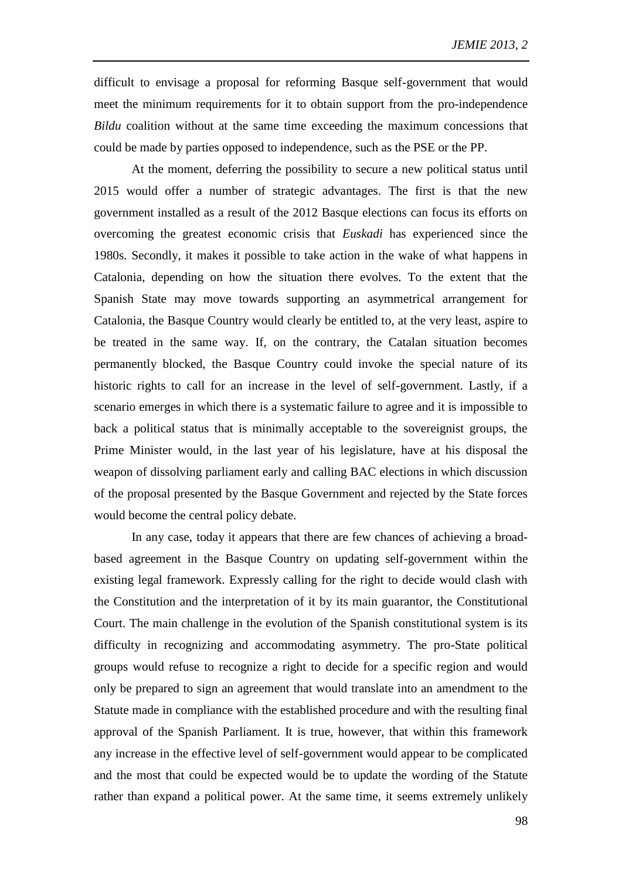difficult to envisage a proposal for reforming Basque self-government that would meet the minimum requirements for it to obtain support from the pro-independence *Bildu* coalition without at the same time exceeding the maximum concessions that could be made by parties opposed to independence, such as the PSE or the PP.

At the moment, deferring the possibility to secure a new political status until 2015 would offer a number of strategic advantages. The first is that the new government installed as a result of the 2012 Basque elections can focus its efforts on overcoming the greatest economic crisis that *Euskadi* has experienced since the 1980s. Secondly, it makes it possible to take action in the wake of what happens in Catalonia, depending on how the situation there evolves. To the extent that the Spanish State may move towards supporting an asymmetrical arrangement for Catalonia, the Basque Country would clearly be entitled to, at the very least, aspire to be treated in the same way. If, on the contrary, the Catalan situation becomes permanently blocked, the Basque Country could invoke the special nature of its historic rights to call for an increase in the level of self-government. Lastly, if a scenario emerges in which there is a systematic failure to agree and it is impossible to back a political status that is minimally acceptable to the sovereignist groups, the Prime Minister would, in the last year of his legislature, have at his disposal the weapon of dissolving parliament early and calling BAC elections in which discussion of the proposal presented by the Basque Government and rejected by the State forces would become the central policy debate.

In any case, today it appears that there are few chances of achieving a broad-based agreement in the Basque Country on updating self-government within the existing legal framework. Expressly calling for the right to decide would clash with the Constitution and the interpretation of it by its main guarantor, the Constitutional Court. The main challenge in the evolution of the Spanish constitutional system is its difficulty in recognizing and accommodating asymmetry. The pro-State political groups would refuse to recognize a right to decide for a specific region and would only be prepared to sign an agreement that would translate into an amendment to the Statute made in compliance with the established procedure and with the resulting final approval of the Spanish Parliament. It is true, however, that within this framework any increase in the effective level of self-government would appear to be complicated and the most that could be expected would be to update the wording of the Statute rather than expand a political power. At the same time, it seems extremely unlikely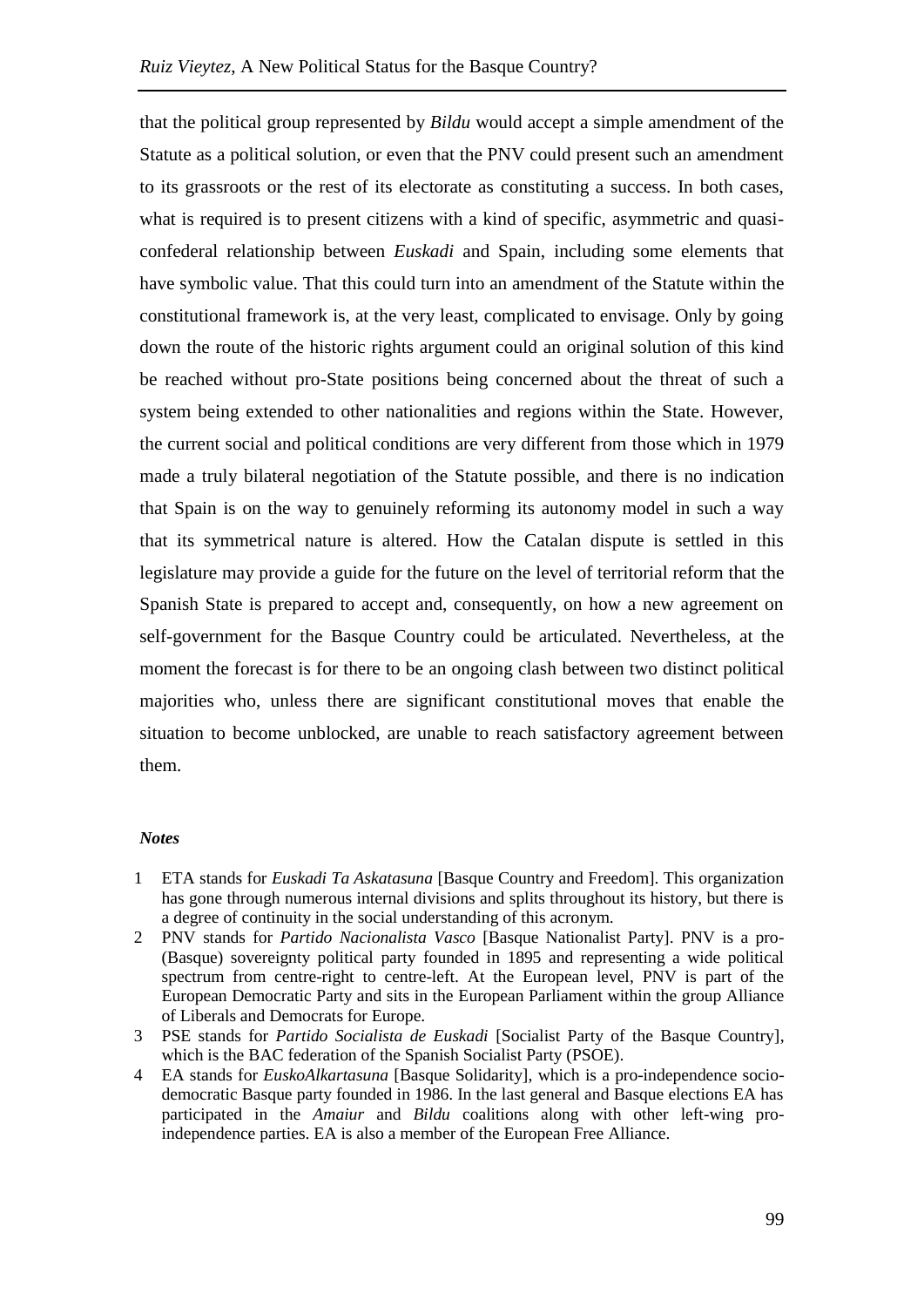that the political group represented by *Bildu* would accept a simple amendment of the Statute as a political solution, or even that the PNV could present such an amendment to its grassroots or the rest of its electorate as constituting a success. In both cases, what is required is to present citizens with a kind of specific, asymmetric and quasi-confederal relationship between *Euskadi* and Spain, including some elements that have symbolic value. That this could turn into an amendment of the Statute within the constitutional framework is, at the very least, complicated to envisage. Only by going down the route of the historic rights argument could an original solution of this kind be reached without pro-State positions being concerned about the threat of such a system being extended to other nationalities and regions within the State. However, the current social and political conditions are very different from those which in 1979 made a truly bilateral negotiation of the Statute possible, and there is no indication that Spain is on the way to genuinely reforming its autonomy model in such a way that its symmetrical nature is altered. How the Catalan dispute is settled in this legislature may provide a guide for the future on the level of territorial reform that the Spanish State is prepared to accept and, consequently, on how a new agreement on self-government for the Basque Country could be articulated. Nevertheless, at the moment the forecast is for there to be an ongoing clash between two distinct political majorities who, unless there are significant constitutional moves that enable the situation to become unblocked, are unable to reach satisfactory agreement between them.

***Notes***

1 ETA stands for *Euskadi Ta Askatasuna* [Basque Country and Freedom]. This organization has gone through numerous internal divisions and splits throughout its history, but there is a degree of continuity in the social understanding of this acronym.

2 PNV stands for *Partido Nacionalista Vasco* [Basque Nationalist Party]. PNV is a pro-(Basque) sovereignty political party founded in 1895 and representing a wide political spectrum from centre-right to centre-left. At the European level, PNV is part of the European Democratic Party and sits in the European Parliament within the group Alliance of Liberals and Democrats for Europe.

3 PSE stands for *Partido Socialista de Euskadi* [Socialist Party of the Basque Country], which is the BAC federation of the Spanish Socialist Party (PSOE).

4 EA stands for *EuskoAlkartasuna* [Basque Solidarity], which is a pro-independence socio-democratic Basque party founded in 1986. In the last general and Basque elections EA has participated in the *Amaiur* and *Bildu* coalitions along with other left-wing pro-independence parties. EA is also a member of the European Free Alliance.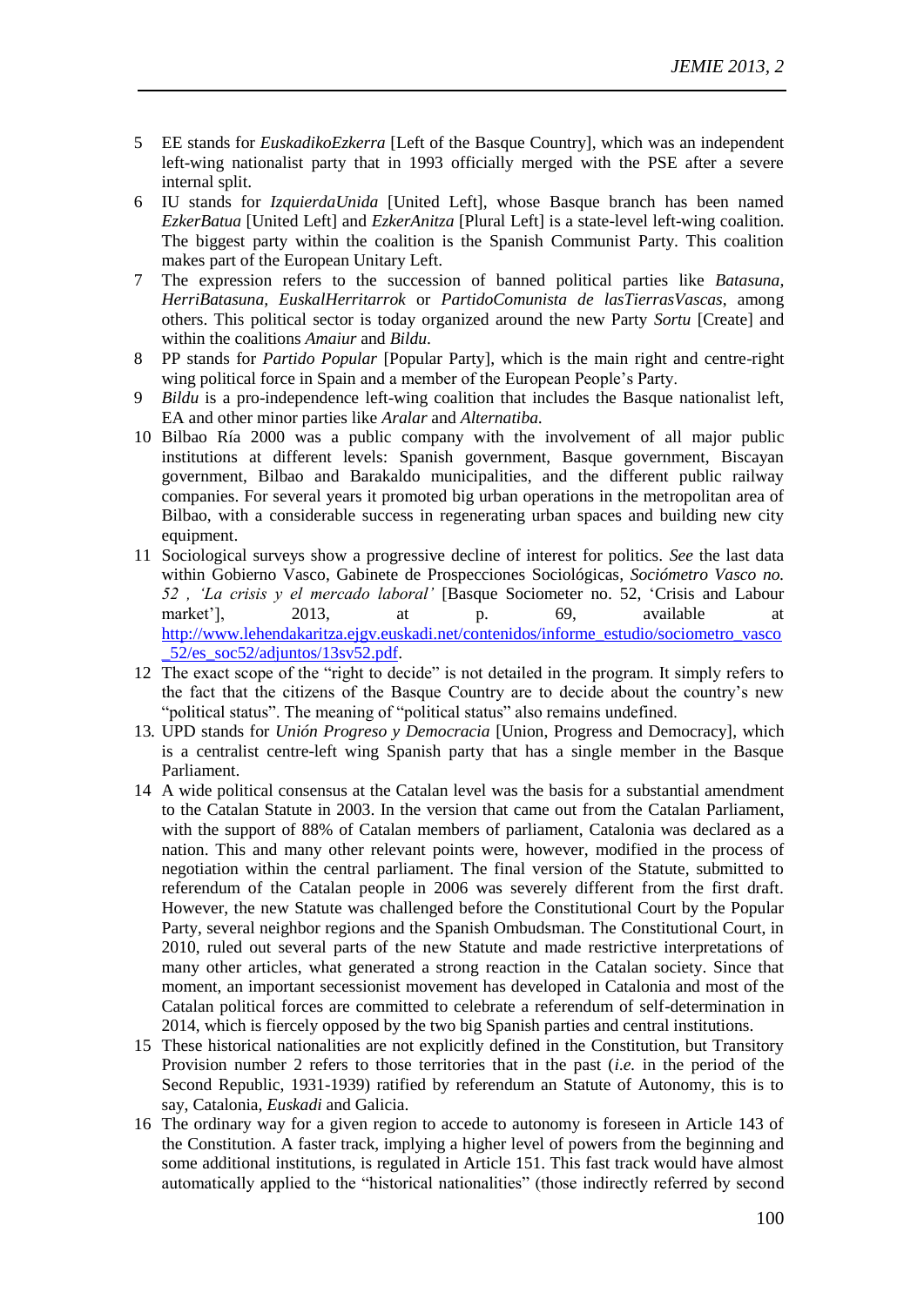5 EE stands for *EuskadikoEzkerra* [Left of the Basque Country], which was an independent left-wing nationalist party that in 1993 officially merged with the PSE after a severe internal split.

6 IU stands for *IzquierdaUnida* [United Left], whose Basque branch has been named *EzkerBatua* [United Left] and *EzkerAnitza* [Plural Left] is a state-level left-wing coalition. The biggest party within the coalition is the Spanish Communist Party. This coalition makes part of the European Unitary Left.

7 The expression refers to the succession of banned political parties like *Batasuna*, *HerriBatasuna*, *EuskalHerritarrok* or *PartidoComunista de lasTierrasVascas*, among others. This political sector is today organized around the new Party *Sortu* [Create] and within the coalitions *Amaiur* and *Bildu*.

8 PP stands for *Partido Popular* [Popular Party], which is the main right and centre-right wing political force in Spain and a member of the European People's Party.

9 *Bildu* is a pro-independence left-wing coalition that includes the Basque nationalist left, EA and other minor parties like *Aralar* and *Alternatiba.*

10 Bilbao Ría 2000 was a public company with the involvement of all major public institutions at different levels: Spanish government, Basque government, Biscayan government, Bilbao and Barakaldo municipalities, and the different public railway companies. For several years it promoted big urban operations in the metropolitan area of Bilbao, with a considerable success in regenerating urban spaces and building new city equipment.

11 Sociological surveys show a progressive decline of interest for politics. *See* the last data within Gobierno Vasco, Gabinete de Prospecciones Sociológicas, *Sociómetro Vasco no. 52 , 'La crisis y el mercado laboral'* [Basque Sociometer no. 52, 'Crisis and Labour market'], 2013, at p. 69, available at http://www.lehendakaritza.ejgv.euskadi.net/contenidos/informe_estudio/sociometro_vasco_52/es_soc52/adjuntos/13sv52.pdf.

12 The exact scope of the "right to decide" is not detailed in the program. It simply refers to the fact that the citizens of the Basque Country are to decide about the country's new "political status". The meaning of "political status" also remains undefined.

13. UPD stands for *Unión Progreso y Democracia* [Union, Progress and Democracy], which is a centralist centre-left wing Spanish party that has a single member in the Basque Parliament.

14 A wide political consensus at the Catalan level was the basis for a substantial amendment to the Catalan Statute in 2003. In the version that came out from the Catalan Parliament, with the support of 88% of Catalan members of parliament, Catalonia was declared as a nation. This and many other relevant points were, however, modified in the process of negotiation within the central parliament. The final version of the Statute, submitted to referendum of the Catalan people in 2006 was severely different from the first draft. However, the new Statute was challenged before the Constitutional Court by the Popular Party, several neighbor regions and the Spanish Ombudsman. The Constitutional Court, in 2010, ruled out several parts of the new Statute and made restrictive interpretations of many other articles, what generated a strong reaction in the Catalan society. Since that moment, an important secessionist movement has developed in Catalonia and most of the Catalan political forces are committed to celebrate a referendum of self-determination in 2014, which is fiercely opposed by the two big Spanish parties and central institutions.

15 These historical nationalities are not explicitly defined in the Constitution, but Transitory Provision number 2 refers to those territories that in the past (*i.e.* in the period of the Second Republic, 1931-1939) ratified by referendum an Statute of Autonomy, this is to say, Catalonia, *Euskadi* and Galicia.

16 The ordinary way for a given region to accede to autonomy is foreseen in Article 143 of the Constitution. A faster track, implying a higher level of powers from the beginning and some additional institutions, is regulated in Article 151. This fast track would have almost automatically applied to the "historical nationalities" (those indirectly referred by second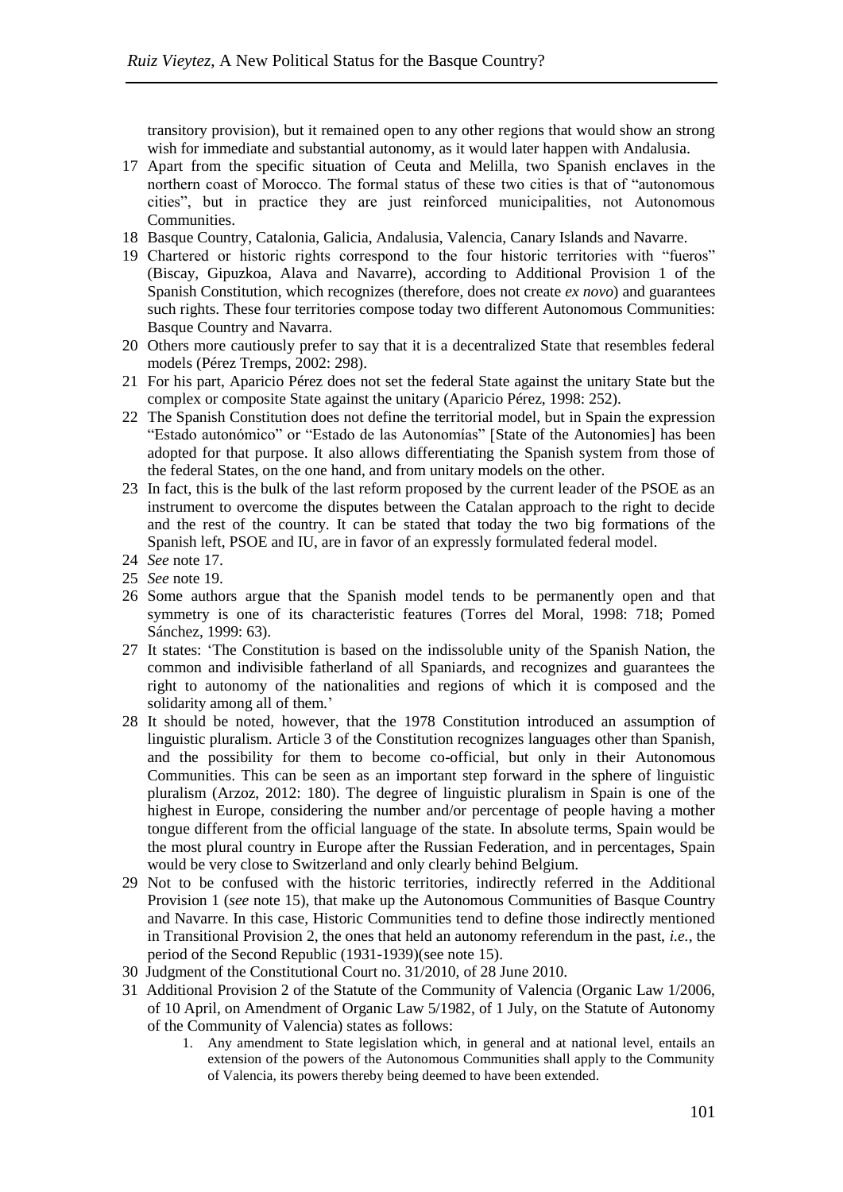transitory provision), but it remained open to any other regions that would show an strong wish for immediate and substantial autonomy, as it would later happen with Andalusia.

17 Apart from the specific situation of Ceuta and Melilla, two Spanish enclaves in the northern coast of Morocco. The formal status of these two cities is that of "autonomous cities", but in practice they are just reinforced municipalities, not Autonomous Communities.

18 Basque Country, Catalonia, Galicia, Andalusia, Valencia, Canary Islands and Navarre.

19 Chartered or historic rights correspond to the four historic territories with "fueros" (Biscay, Gipuzkoa, Alava and Navarre), according to Additional Provision 1 of the Spanish Constitution, which recognizes (therefore, does not create *ex novo*) and guarantees such rights. These four territories compose today two different Autonomous Communities: Basque Country and Navarra.

20 Others more cautiously prefer to say that it is a decentralized State that resembles federal models (Pérez Tremps, 2002: 298).

21 For his part, Aparicio Pérez does not set the federal State against the unitary State but the complex or composite State against the unitary (Aparicio Pérez, 1998: 252).

22 The Spanish Constitution does not define the territorial model, but in Spain the expression "Estado autonómico" or "Estado de las Autonomías" [State of the Autonomies] has been adopted for that purpose. It also allows differentiating the Spanish system from those of the federal States, on the one hand, and from unitary models on the other.

23 In fact, this is the bulk of the last reform proposed by the current leader of the PSOE as an instrument to overcome the disputes between the Catalan approach to the right to decide and the rest of the country. It can be stated that today the two big formations of the Spanish left, PSOE and IU, are in favor of an expressly formulated federal model.

24 *See* note 17.

25 *See* note 19.

26 Some authors argue that the Spanish model tends to be permanently open and that symmetry is one of its characteristic features (Torres del Moral, 1998: 718; Pomed Sánchez, 1999: 63).

27 It states: 'The Constitution is based on the indissoluble unity of the Spanish Nation, the common and indivisible fatherland of all Spaniards, and recognizes and guarantees the right to autonomy of the nationalities and regions of which it is composed and the solidarity among all of them.'

28 It should be noted, however, that the 1978 Constitution introduced an assumption of linguistic pluralism. Article 3 of the Constitution recognizes languages other than Spanish, and the possibility for them to become co-official, but only in their Autonomous Communities. This can be seen as an important step forward in the sphere of linguistic pluralism (Arzoz, 2012: 180). The degree of linguistic pluralism in Spain is one of the highest in Europe, considering the number and/or percentage of people having a mother tongue different from the official language of the state. In absolute terms, Spain would be the most plural country in Europe after the Russian Federation, and in percentages, Spain would be very close to Switzerland and only clearly behind Belgium.

29 Not to be confused with the historic territories, indirectly referred in the Additional Provision 1 (*see* note 15), that make up the Autonomous Communities of Basque Country and Navarre. In this case, Historic Communities tend to define those indirectly mentioned in Transitional Provision 2, the ones that held an autonomy referendum in the past, *i.e.*, the period of the Second Republic (1931-1939)(see note 15).

30 Judgment of the Constitutional Court no. 31/2010, of 28 June 2010.

31 Additional Provision 2 of the Statute of the Community of Valencia (Organic Law 1/2006, of 10 April, on Amendment of Organic Law 5/1982, of 1 July, on the Statute of Autonomy of the Community of Valencia) states as follows:

1. Any amendment to State legislation which, in general and at national level, entails an extension of the powers of the Autonomous Communities shall apply to the Community of Valencia, its powers thereby being deemed to have been extended.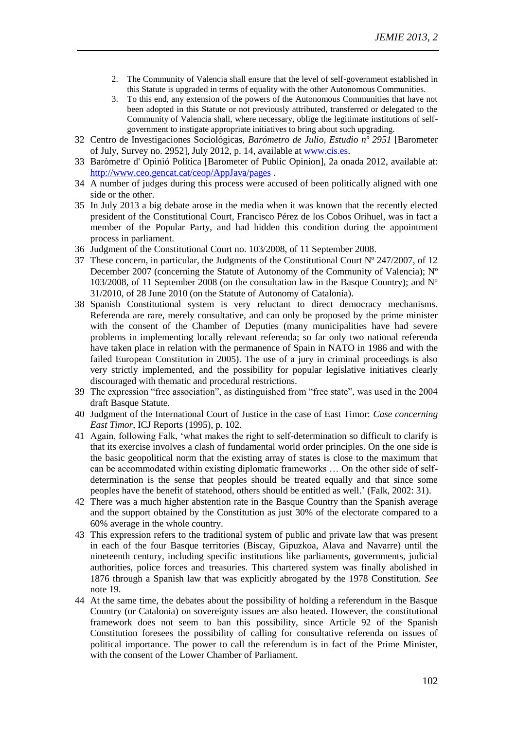2. The Community of Valencia shall ensure that the level of self-government established in this Statute is upgraded in terms of equality with the other Autonomous Communities.
3. To this end, any extension of the powers of the Autonomous Communities that have not been adopted in this Statute or not previously attributed, transferred or delegated to the Community of Valencia shall, where necessary, oblige the legitimate institutions of self-government to instigate appropriate initiatives to bring about such upgrading.

32 Centro de Investigaciones Sociológicas, *Barómetro de Julio, Estudio nº 2951* [Barometer of July, Survey no. 2952], July 2012, p. 14, available at www.cis.es.

33 Baròmetre d' Opinió Política [Barometer of Public Opinion], 2a onada 2012, available at: http://www.ceo.gencat.cat/ceop/AppJava/pages .

34 A number of judges during this process were accused of been politically aligned with one side or the other.

35 In July 2013 a big debate arose in the media when it was known that the recently elected president of the Constitutional Court, Francisco Pérez de los Cobos Orihuel, was in fact a member of the Popular Party, and had hidden this condition during the appointment process in parliament.

36 Judgment of the Constitutional Court no. 103/2008, of 11 September 2008.

37 These concern, in particular, the Judgments of the Constitutional Court Nº 247/2007, of 12 December 2007 (concerning the Statute of Autonomy of the Community of Valencia); Nº 103/2008, of 11 September 2008 (on the consultation law in the Basque Country); and Nº 31/2010, of 28 June 2010 (on the Statute of Autonomy of Catalonia).

38 Spanish Constitutional system is very reluctant to direct democracy mechanisms. Referenda are rare, merely consultative, and can only be proposed by the prime minister with the consent of the Chamber of Deputies (many municipalities have had severe problems in implementing locally relevant referenda; so far only two national referenda have taken place in relation with the permanence of Spain in NATO in 1986 and with the failed European Constitution in 2005). The use of a jury in criminal proceedings is also very strictly implemented, and the possibility for popular legislative initiatives clearly discouraged with thematic and procedural restrictions.

39 The expression "free association", as distinguished from "free state", was used in the 2004 draft Basque Statute.

40 Judgment of the International Court of Justice in the case of East Timor: *Case concerning East Timor*, ICJ Reports (1995), p. 102.

41 Again, following Falk, 'what makes the right to self-determination so difficult to clarify is that its exercise involves a clash of fundamental world order principles. On the one side is the basic geopolitical norm that the existing array of states is close to the maximum that can be accommodated within existing diplomatic frameworks … On the other side of self-determination is the sense that peoples should be treated equally and that since some peoples have the benefit of statehood, others should be entitled as well.' (Falk, 2002: 31).

42 There was a much higher abstention rate in the Basque Country than the Spanish average and the support obtained by the Constitution as just 30% of the electorate compared to a 60% average in the whole country.

43 This expression refers to the traditional system of public and private law that was present in each of the four Basque territories (Biscay, Gipuzkoa, Alava and Navarre) until the nineteenth century, including specific institutions like parliaments, governments, judicial authorities, police forces and treasuries. This chartered system was finally abolished in 1876 through a Spanish law that was explicitly abrogated by the 1978 Constitution. *See* note 19.

44 At the same time, the debates about the possibility of holding a referendum in the Basque Country (or Catalonia) on sovereignty issues are also heated. However, the constitutional framework does not seem to ban this possibility, since Article 92 of the Spanish Constitution foresees the possibility of calling for consultative referenda on issues of political importance. The power to call the referendum is in fact of the Prime Minister, with the consent of the Lower Chamber of Parliament.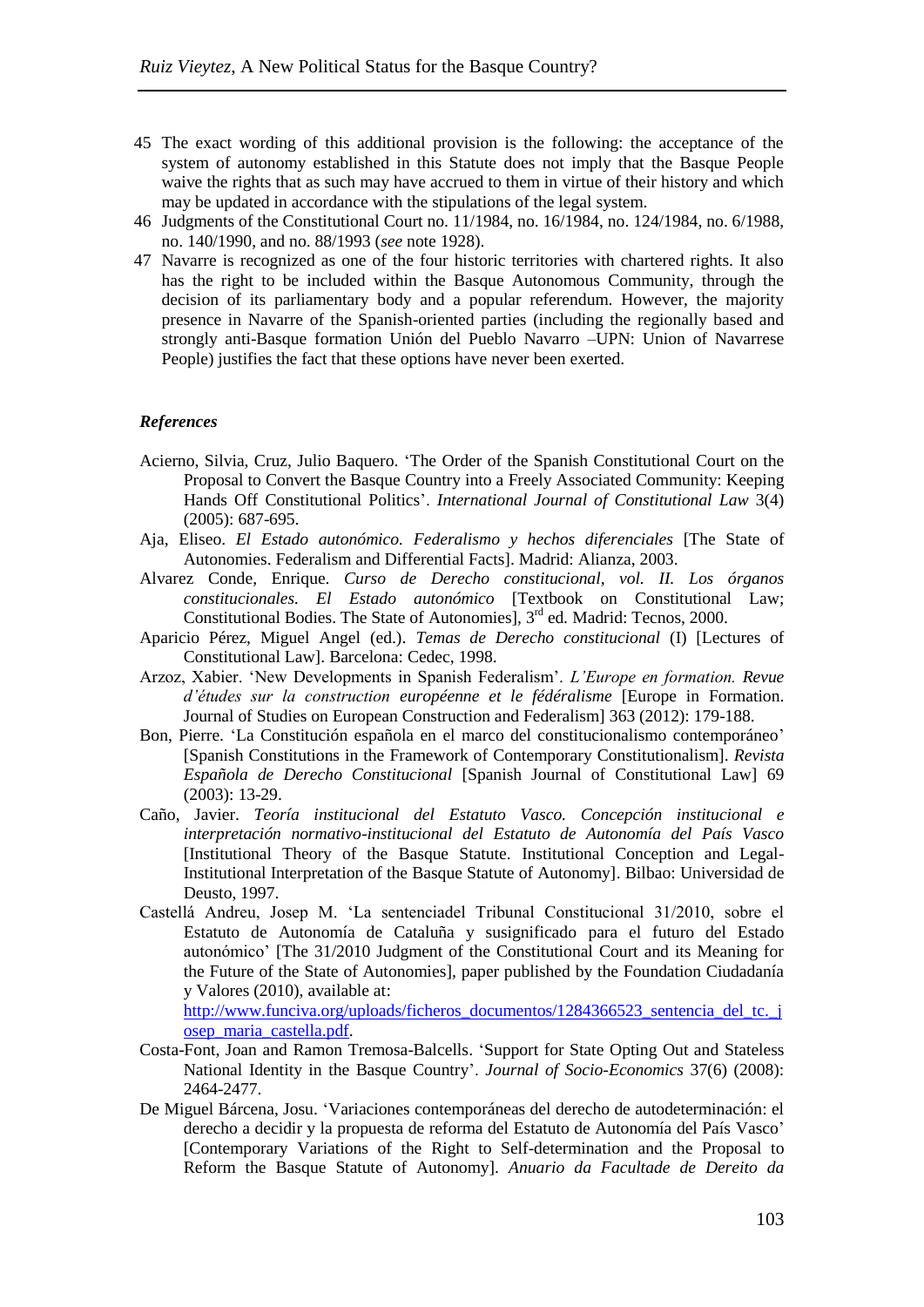45 The exact wording of this additional provision is the following: the acceptance of the system of autonomy established in this Statute does not imply that the Basque People waive the rights that as such may have accrued to them in virtue of their history and which may be updated in accordance with the stipulations of the legal system.

46 Judgments of the Constitutional Court no. 11/1984, no. 16/1984, no. 124/1984, no. 6/1988, no. 140/1990, and no. 88/1993 (*see* note 1928).

47 Navarre is recognized as one of the four historic territories with chartered rights. It also has the right to be included within the Basque Autonomous Community, through the decision of its parliamentary body and a popular referendum. However, the majority presence in Navarre of the Spanish-oriented parties (including the regionally based and strongly anti-Basque formation Unión del Pueblo Navarro –UPN: Union of Navarrese People) justifies the fact that these options have never been exerted.

### *References*

Acierno, Silvia, Cruz, Julio Baquero. 'The Order of the Spanish Constitutional Court on the Proposal to Convert the Basque Country into a Freely Associated Community: Keeping Hands Off Constitutional Politics'. *International Journal of Constitutional Law* 3(4) (2005): 687-695.

Aja, Eliseo. *El Estado autonómico. Federalismo y hechos diferenciales* [The State of Autonomies. Federalism and Differential Facts]. Madrid: Alianza, 2003.

Alvarez Conde, Enrique. *Curso de Derecho constitucional, vol. II. Los órganos constitucionales. El Estado autonómico* [Textbook on Constitutional Law; Constitutional Bodies. The State of Autonomies], 3rd ed. Madrid: Tecnos, 2000.

Aparicio Pérez, Miguel Angel (ed.). *Temas de Derecho constitucional* (I) [Lectures of Constitutional Law]. Barcelona: Cedec, 1998.

Arzoz, Xabier. 'New Developments in Spanish Federalism'. *L'Europe en formation. Revue d'études sur la construction européenne et le fédéralisme* [Europe in Formation. Journal of Studies on European Construction and Federalism] 363 (2012): 179-188.

Bon, Pierre. 'La Constitución española en el marco del constitucionalismo contemporáneo' [Spanish Constitutions in the Framework of Contemporary Constitutionalism]. *Revista Española de Derecho Constitucional* [Spanish Journal of Constitutional Law] 69 (2003): 13-29.

Caño, Javier. *Teoría institucional del Estatuto Vasco. Concepción institucional e interpretación normativo-institucional del Estatuto de Autonomía del País Vasco* [Institutional Theory of the Basque Statute. Institutional Conception and Legal-Institutional Interpretation of the Basque Statute of Autonomy]. Bilbao: Universidad de Deusto, 1997.

Castellá Andreu, Josep M. 'La sentenciadel Tribunal Constitucional 31/2010, sobre el Estatuto de Autonomía de Cataluña y susignificado para el futuro del Estado autonómico' [The 31/2010 Judgment of the Constitutional Court and its Meaning for the Future of the State of Autonomies], paper published by the Foundation Ciudadanía y Valores (2010), available at: http://www.funciva.org/uploads/ficheros_documentos/1284366523_sentencia_del_tc._josep_maria_castella.pdf.

Costa-Font, Joan and Ramon Tremosa-Balcells. 'Support for State Opting Out and Stateless National Identity in the Basque Country'. *Journal of Socio-Economics* 37(6) (2008): 2464-2477.

De Miguel Bárcena, Josu. 'Variaciones contemporáneas del derecho de autodeterminación: el derecho a decidir y la propuesta de reforma del Estatuto de Autonomía del País Vasco' [Contemporary Variations of the Right to Self-determination and the Proposal to Reform the Basque Statute of Autonomy]. *Anuario da Facultade de Dereito da*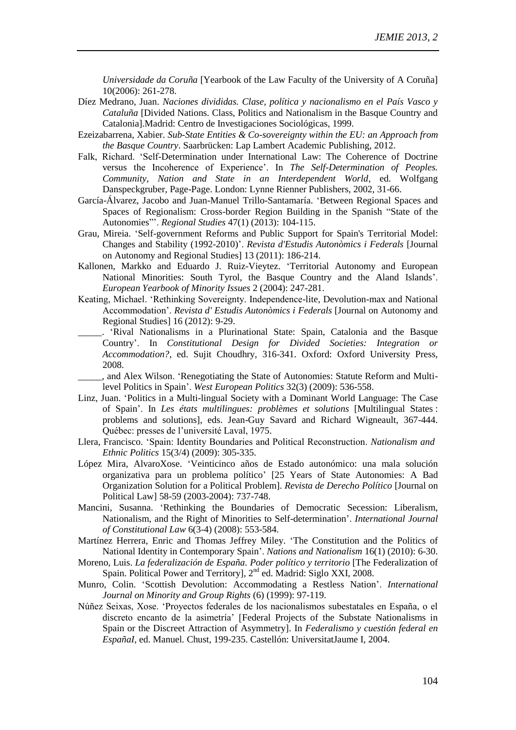*Universidade da Coruña* [Yearbook of the Law Faculty of the University of A Coruña] 10(2006): 261-278.

Díez Medrano, Juan. *Naciones divididas. Clase, política y nacionalismo en el País Vasco y Cataluña* [Divided Nations. Class, Politics and Nationalism in the Basque Country and Catalonia].Madrid: Centro de Investigaciones Sociológicas, 1999.

Ezeizabarrena, Xabier. *Sub-State Entities & Co-sovereignty within the EU: an Approach from the Basque Country*. Saarbrücken: Lap Lambert Academic Publishing, 2012.

Falk, Richard. 'Self-Determination under International Law: The Coherence of Doctrine versus the Incoherence of Experience'. In *The Self-Determination of Peoples. Community, Nation and State in an Interdependent World*, ed. Wolfgang Danspeckgruber, Page-Page. London: Lynne Rienner Publishers, 2002, 31-66.

García-Álvarez, Jacobo and Juan-Manuel Trillo-Santamaría. 'Between Regional Spaces and Spaces of Regionalism: Cross-border Region Building in the Spanish "State of the Autonomies"'. *Regional Studies* 47(1) (2013): 104-115.

Grau, Mireia. 'Self-government Reforms and Public Support for Spain's Territorial Model: Changes and Stability (1992-2010)'. *Revista d'Estudis Autonòmics i Federals* [Journal on Autonomy and Regional Studies] 13 (2011): 186-214.

Kallonen, Markko and Eduardo J. Ruiz-Vieytez. 'Territorial Autonomy and European National Minorities: South Tyrol, the Basque Country and the Aland Islands'. *European Yearbook of Minority Issues* 2 (2004): 247-281.

Keating, Michael. 'Rethinking Sovereignty. Independence-lite, Devolution-max and National Accommodation'. *Revista d' Estudis Autonòmics i Federals* [Journal on Autonomy and Regional Studies] 16 (2012): 9-29.

_____. 'Rival Nationalisms in a Plurinational State: Spain, Catalonia and the Basque Country'. In *Constitutional Design for Divided Societies: Integration or Accommodation?*, ed. Sujit Choudhry, 316-341. Oxford: Oxford University Press, 2008.

_____, and Alex Wilson. 'Renegotiating the State of Autonomies: Statute Reform and Multi-level Politics in Spain'. *West European Politics* 32(3) (2009): 536-558.

Linz, Juan. 'Politics in a Multi-lingual Society with a Dominant World Language: The Case of Spain'. In *Les états multilingues: problèmes et solutions* [Multilingual States : problems and solutions], eds. Jean-Guy Savard and Richard Wigneault, 367-444. Québec: presses de l'université Laval, 1975.

Llera, Francisco. 'Spain: Identity Boundaries and Political Reconstruction. *Nationalism and Ethnic Politics* 15(3/4) (2009): 305-335.

López Mira, AlvaroXose. 'Veinticinco años de Estado autonómico: una mala solución organizativa para un problema político' [25 Years of State Autonomies: A Bad Organization Solution for a Political Problem]. *Revista de Derecho Político* [Journal on Political Law] 58-59 (2003-2004): 737-748.

Mancini, Susanna. 'Rethinking the Boundaries of Democratic Secession: Liberalism, Nationalism, and the Right of Minorities to Self-determination'. *International Journal of Constitutional Law* 6(3-4) (2008): 553-584.

Martínez Herrera, Enric and Thomas Jeffrey Miley. 'The Constitution and the Politics of National Identity in Contemporary Spain'. *Nations and Nationalism* 16(1) (2010): 6-30.

Moreno, Luis. *La federalización de España. Poder político y territorio* [The Federalization of Spain. Political Power and Territory], 2nd ed. Madrid: Siglo XXI, 2008.

Munro, Colin. 'Scottish Devolution: Accommodating a Restless Nation'. *International Journal on Minority and Group Rights* (6) (1999): 97-119.

Núñez Seixas, Xose. 'Proyectos federales de los nacionalismos subestatales en España, o el discreto encanto de la asimetría' [Federal Projects of the Substate Nationalisms in Spain or the Discreet Attraction of Asymmetry]. In *Federalismo y cuestión federal en EspañaI*, ed. Manuel. Chust, 199-235. Castellón: UniversitatJaume I, 2004.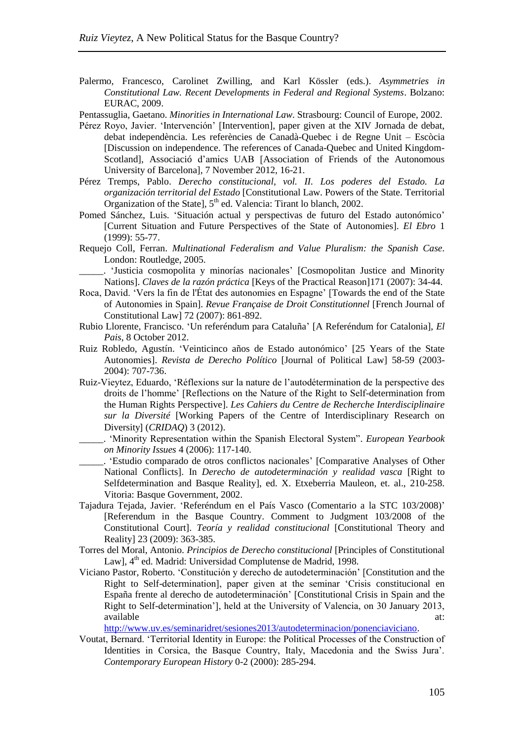Palermo, Francesco, Carolinet Zwilling, and Karl Kössler (eds.). *Asymmetries in Constitutional Law. Recent Developments in Federal and Regional Systems*. Bolzano: EURAC, 2009.

Pentassuglia, Gaetano. *Minorities in International Law*. Strasbourg: Council of Europe, 2002.

Pérez Royo, Javier. 'Intervención' [Intervention], paper given at the XIV Jornada de debat, debat independència. Les referències de Canadà-Quebec i de Regne Unit – Escòcia [Discussion on independence. The references of Canada-Quebec and United Kingdom-Scotland], Associació d'amics UAB [Association of Friends of the Autonomous University of Barcelona], 7 November 2012, 16-21.

Pérez Tremps, Pablo. *Derecho constitucional, vol. II. Los poderes del Estado. La organización territorial del Estado* [Constitutional Law. Powers of the State. Territorial Organization of the State], 5th ed. Valencia: Tirant lo blanch, 2002.

Pomed Sánchez, Luis. 'Situación actual y perspectivas de futuro del Estado autonómico' [Current Situation and Future Perspectives of the State of Autonomies]. *El Ebro* 1 (1999): 55-77.

Requejo Coll, Ferran. *Multinational Federalism and Value Pluralism: the Spanish Case*. London: Routledge, 2005.

_____. 'Justicia cosmopolita y minorías nacionales' [Cosmopolitan Justice and Minority Nations]. *Claves de la razón práctica* [Keys of the Practical Reason]171 (2007): 34-44.

Roca, David. 'Vers la fin de l'État des autonomies en Espagne' [Towards the end of the State of Autonomies in Spain]. *Revue Française de Droit Constitutionnel* [French Journal of Constitutional Law] 72 (2007): 861-892.

Rubio Llorente, Francisco. 'Un referéndum para Cataluña' [A Referéndum for Catalonia], *El Pais*, 8 October 2012.

Ruiz Robledo, Agustín. 'Veinticinco años de Estado autonómico' [25 Years of the State Autonomies]. *Revista de Derecho Político* [Journal of Political Law] 58-59 (2003-2004): 707-736.

Ruiz-Vieytez, Eduardo, 'Réflexions sur la nature de l'autodétermination de la perspective des droits de l'homme' [Reflections on the Nature of the Right to Self-determination from the Human Rights Perspective]. *Les Cahiers du Centre de Recherche Interdisciplinaire sur la Diversité* [Working Papers of the Centre of Interdisciplinary Research on Diversity] (*CRIDAQ*) 3 (2012).

_____. 'Minority Representation within the Spanish Electoral System". *European Yearbook on Minority Issues* 4 (2006): 117-140.

_____. 'Estudio comparado de otros conflictos nacionales' [Comparative Analyses of Other National Conflicts]. In *Derecho de autodeterminación y realidad vasca* [Right to Selfdetermination and Basque Reality], ed. X. Etxeberria Mauleon, et. al., 210-258. Vitoria: Basque Government, 2002.

Tajadura Tejada, Javier. 'Referéndum en el País Vasco (Comentario a la STC 103/2008)' [Referendum in the Basque Country. Comment to Judgment 103/2008 of the Constitutional Court]. *Teoría y realidad constitucional* [Constitutional Theory and Reality] 23 (2009): 363-385.

Torres del Moral, Antonio. *Principios de Derecho constitucional* [Principles of Constitutional Law], 4th ed. Madrid: Universidad Complutense de Madrid, 1998.

Viciano Pastor, Roberto. 'Constitución y derecho de autodeterminación' [Constitution and the Right to Self-determination], paper given at the seminar 'Crisis constitucional en España frente al derecho de autodeterminación' [Constitutional Crisis in Spain and the Right to Self-determination'], held at the University of Valencia, on 30 January 2013, available at: http://www.uv.es/seminaridret/sesiones2013/autodeterminacion/ponenciaviciano.

Voutat, Bernard. 'Territorial Identity in Europe: the Political Processes of the Construction of Identities in Corsica, the Basque Country, Italy, Macedonia and the Swiss Jura'. *Contemporary European History* 0-2 (2000): 285-294.